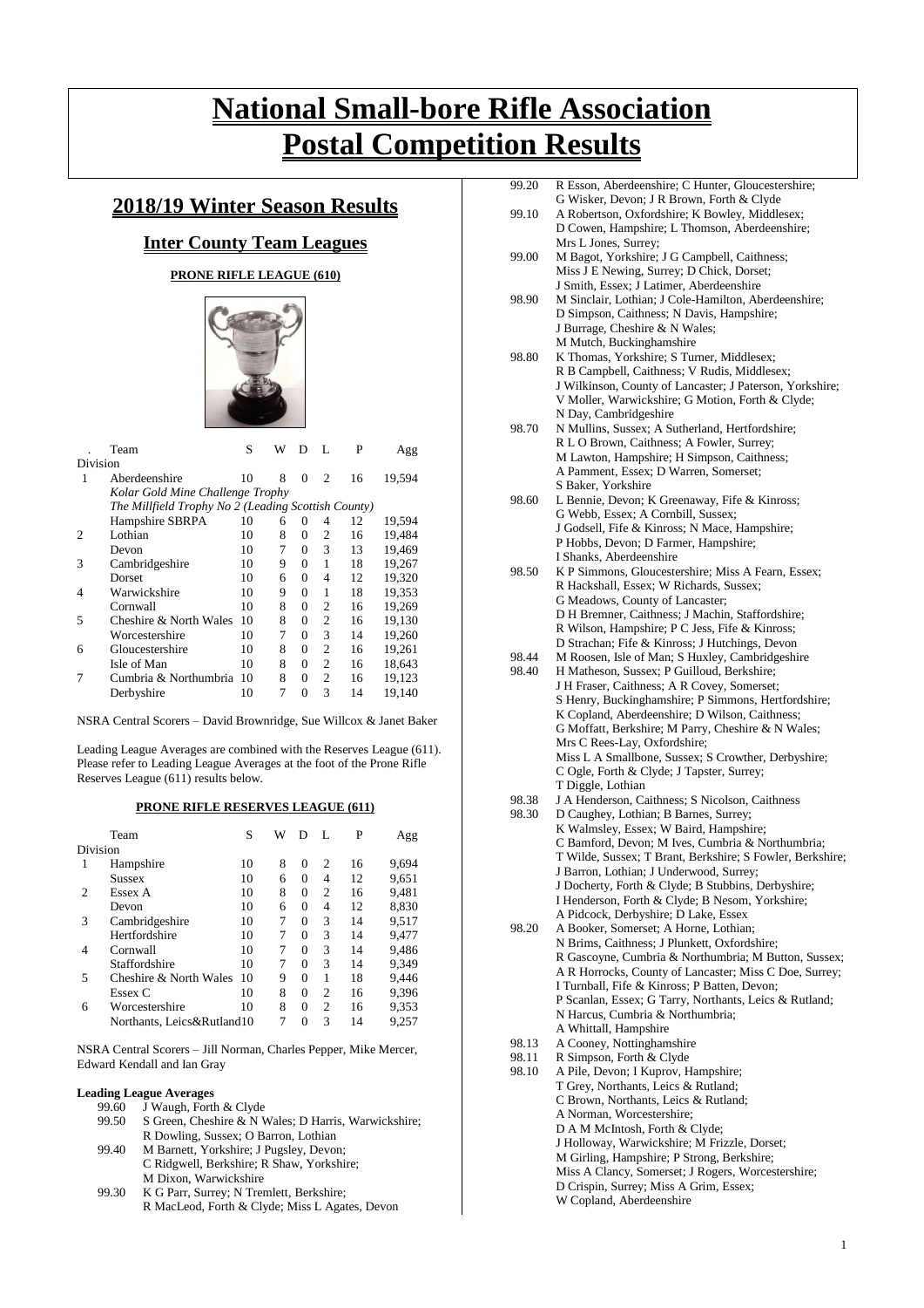# National Small-bore Rifle Association Postal Competition Results

## 2018/19 Winter Season Results

### Inter County Team Leagues

**PRONE RIFLE LEAGUE (610)**

| Division | Team | S | W | D | L | P | Agg |
|---|---|---|---|---|---|---|---|
| 1 | Aberdeenshire | 10 | 8 | 0 | 2 | 16 | 19,594 |
| | *Kolar Gold Mine Challenge Trophy* | | | | | | |
| | *The Millfield Trophy No 2 (Leading Scottish County)* | | | | | | |
| | Hampshire SBRPA | 10 | 6 | 0 | 4 | 12 | 19,594 |
| 2 | Lothian | 10 | 8 | 0 | 2 | 16 | 19,484 |
| | Devon | 10 | 7 | 0 | 3 | 13 | 19,469 |
| 3 | Cambridgeshire | 10 | 9 | 0 | 1 | 18 | 19,267 |
| | Dorset | 10 | 6 | 0 | 4 | 12 | 19,320 |
| 4 | Warwickshire | 10 | 9 | 0 | 1 | 18 | 19,353 |
| | Cornwall | 10 | 8 | 0 | 2 | 16 | 19,269 |
| 5 | Cheshire & North Wales | 10 | 8 | 0 | 2 | 16 | 19,130 |
| | Worcestershire | 10 | 7 | 0 | 3 | 14 | 19,260 |
| 6 | Gloucestershire | 10 | 8 | 0 | 2 | 16 | 19,261 |
| | Isle of Man | 10 | 8 | 0 | 2 | 16 | 18,643 |
| 7 | Cumbria & Northumbria | 10 | 8 | 0 | 2 | 16 | 19,123 |
| | Derbyshire | 10 | 7 | 0 | 3 | 14 | 19,140 |

NSRA Central Scorers – David Brownridge, Sue Willcox & Janet Baker

Leading League Averages are combined with the Reserves League (611). Please refer to Leading League Averages at the foot of the Prone Rifle Reserves League (611) results below.

**PRONE RIFLE RESERVES LEAGUE (611)**

| Division | Team | S | W | D | L | P | Agg |
|---|---|---|---|---|---|---|---|
| 1 | Hampshire | 10 | 8 | 0 | 2 | 16 | 9,694 |
| | Sussex | 10 | 6 | 0 | 4 | 12 | 9,651 |
| 2 | Essex A | 10 | 8 | 0 | 2 | 16 | 9,481 |
| | Devon | 10 | 6 | 0 | 4 | 12 | 8,830 |
| 3 | Cambridgeshire | 10 | 7 | 0 | 3 | 14 | 9,517 |
| | Hertfordshire | 10 | 7 | 0 | 3 | 14 | 9,477 |
| 4 | Cornwall | 10 | 7 | 0 | 3 | 14 | 9,486 |
| | Staffordshire | 10 | 7 | 0 | 3 | 14 | 9,349 |
| 5 | Cheshire & North Wales | 10 | 9 | 0 | 1 | 18 | 9,446 |
| | Essex C | 10 | 8 | 0 | 2 | 16 | 9,396 |
| 6 | Worcestershire | 10 | 8 | 0 | 2 | 16 | 9,353 |
| | Northants, Leics&Rutland | 10 | 7 | 0 | 3 | 14 | 9,257 |

NSRA Central Scorers – Jill Norman, Charles Pepper, Mike Mercer, Edward Kendall and Ian Gray

**Leading League Averages**

| Average | Names |
|---|---|
| 99.60 | J Waugh, Forth & Clyde |
| 99.50 | S Green, Cheshire & N Wales; D Harris, Warwickshire; R Dowling, Sussex; O Barron, Lothian |
| 99.40 | M Barnett, Yorkshire; J Pugsley, Devon; C Ridgwell, Berkshire; R Shaw, Yorkshire; M Dixon, Warwickshire |
| 99.30 | K G Parr, Surrey; N Tremlett, Berkshire; R MacLeod, Forth & Clyde; Miss L Agates, Devon |
| 99.20 | R Esson, Aberdeenshire; C Hunter, Gloucestershire; G Wisker, Devon; J R Brown, Forth & Clyde |
| 99.10 | A Robertson, Oxfordshire; K Bowley, Middlesex; D Cowen, Hampshire; L Thomson, Aberdeenshire; Mrs L Jones, Surrey; |
| 99.00 | M Bagot, Yorkshire; J G Campbell, Caithness; Miss J E Newing, Surrey; D Chick, Dorset; J Smith, Essex; J Latimer, Aberdeenshire |
| 98.90 | M Sinclair, Lothian; J Cole-Hamilton, Aberdeenshire; D Simpson, Caithness; N Davis, Hampshire; J Burrage, Cheshire & N Wales; M Mutch, Buckinghamshire |
| 98.80 | K Thomas, Yorkshire; S Turner, Middlesex; R B Campbell, Caithness; V Rudis, Middlesex; J Wilkinson, County of Lancaster; J Paterson, Yorkshire; V Moller, Warwickshire; G Motion, Forth & Clyde; N Day, Cambridgeshire |
| 98.70 | N Mullins, Sussex; A Sutherland, Hertfordshire; R L O Brown, Caithness; A Fowler, Surrey; M Lawton, Hampshire; H Simpson, Caithness; A Pamment, Essex; D Warren, Somerset; S Baker, Yorkshire |
| 98.60 | L Bennie, Devon; K Greenaway, Fife & Kinross; G Webb, Essex; A Cornbill, Sussex; J Godsell, Fife & Kinross; N Mace, Hampshire; P Hobbs, Devon; D Farmer, Hampshire; I Shanks, Aberdeenshire |
| 98.50 | K P Simmons, Gloucestershire; Miss A Fearn, Essex; R Hackshall, Essex; W Richards, Sussex; G Meadows, County of Lancaster; D H Bremner, Caithness; J Machin, Staffordshire; R Wilson, Hampshire; P C Jess, Fife & Kinross; D Strachan; Fife & Kinross; J Hutchings, Devon |
| 98.44 | M Roosen, Isle of Man; S Huxley, Cambridgeshire |
| 98.40 | H Matheson, Sussex; P Guilloud, Berkshire; J H Fraser, Caithness; A R Covey, Somerset; S Henry, Buckinghamshire; P Simmons, Hertfordshire; K Copland, Aberdeenshire; D Wilson, Caithness; G Moffatt, Berkshire; M Parry, Cheshire & N Wales; Mrs C Rees-Lay, Oxfordshire; Miss L A Smallbone, Sussex; S Crowther, Derbyshire; C Ogle, Forth & Clyde; J Tapster, Surrey; T Diggle, Lothian |
| 98.38 | J A Henderson, Caithness; S Nicolson, Caithness |
| 98.30 | D Caughey, Lothian; B Barnes, Surrey; K Walmsley, Essex; W Baird, Hampshire; C Bamford, Devon; M Ives, Cumbria & Northumbria; T Wilde, Sussex; T Brant, Berkshire; S Fowler, Berkshire; J Barron, Lothian; J Underwood, Surrey; J Docherty, Forth & Clyde; B Stubbins, Derbyshire; I Henderson, Forth & Clyde; B Nesom, Yorkshire; A Pidcock, Derbyshire; D Lake, Essex |
| 98.20 | A Booker, Somerset; A Horne, Lothian; N Brims, Caithness; J Plunkett, Oxfordshire; R Gascoyne, Cumbria & Northumbria; M Button, Sussex; A R Horrocks, County of Lancaster; Miss C Doe, Surrey; I Turnball, Fife & Kinross; P Batten, Devon; P Scanlan, Essex; G Tarry, Northants, Leics & Rutland; N Harcus, Cumbria & Northumbria; A Whittall, Hampshire |
| 98.13 | A Cooney, Nottinghamshire |
| 98.11 | R Simpson, Forth & Clyde |
| 98.10 | A Pile, Devon; I Kuprov, Hampshire; T Grey, Northants, Leics & Rutland; C Brown, Northants, Leics & Rutland; A Norman, Worcestershire; D A M McIntosh, Forth & Clyde; J Holloway, Warwickshire; M Frizzle, Dorset; M Girling, Hampshire; P Strong, Berkshire; Miss A Clancy, Somerset; J Rogers, Worcestershire; D Crispin, Surrey; Miss A Grim, Essex; W Copland, Aberdeenshire |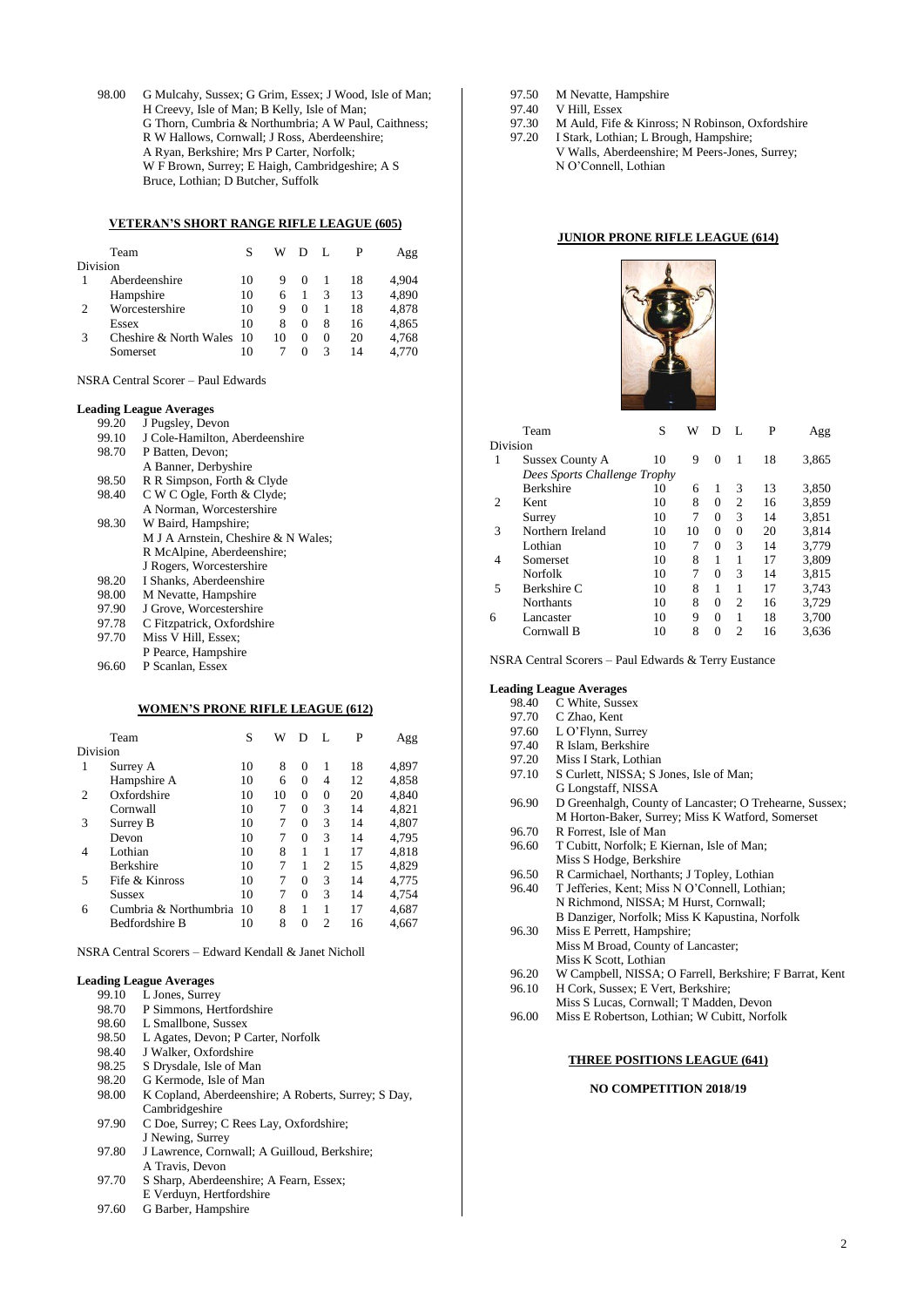| | |
|---|---|
| 98.00 | G Mulcahy, Sussex; G Grim, Essex; J Wood, Isle of Man; H Creevy, Isle of Man; B Kelly, Isle of Man; G Thorn, Cumbria & Northumbria; A W Paul, Caithness; R W Hallows, Cornwall; J Ross, Aberdeenshire; A Ryan, Berkshire; Mrs P Carter, Norfolk; W F Brown, Surrey; E Haigh, Cambridgeshire; A S Bruce, Lothian; D Butcher, Suffolk |

## VETERAN'S SHORT RANGE RIFLE LEAGUE (605)

| Division | Team | S | W | D | L | P | Agg |
|---|---|---|---|---|---|---|---|
| 1 | Aberdeenshire | 10 | 9 | 0 | 1 | 18 | 4,904 |
| | Hampshire | 10 | 6 | 1 | 3 | 13 | 4,890 |
| 2 | Worcestershire | 10 | 9 | 0 | 1 | 18 | 4,878 |
| | Essex | 10 | 8 | 0 | 8 | 16 | 4,865 |
| 3 | Cheshire & North Wales | 10 | 10 | 0 | 0 | 20 | 4,768 |
| | Somerset | 10 | 7 | 0 | 3 | 14 | 4,770 |

NSRA Central Scorer – Paul Edwards

**Leading League Averages**

| | |
|---|---|
| 99.20 | J Pugsley, Devon |
| 99.10 | J Cole-Hamilton, Aberdeenshire |
| 98.70 | P Batten, Devon; A Banner, Derbyshire |
| 98.50 | R R Simpson, Forth & Clyde |
| 98.40 | C W C Ogle, Forth & Clyde; A Norman, Worcestershire |
| 98.30 | W Baird, Hampshire; M J A Arnstein, Cheshire & N Wales; R McAlpine, Aberdeenshire; J Rogers, Worcestershire |
| 98.20 | I Shanks, Aberdeenshire |
| 98.00 | M Nevatte, Hampshire |
| 97.90 | J Grove, Worcestershire |
| 97.78 | C Fitzpatrick, Oxfordshire |
| 97.70 | Miss V Hill, Essex; P Pearce, Hampshire |
| 96.60 | P Scanlan, Essex |

## WOMEN'S PRONE RIFLE LEAGUE (612)

| Division | Team | S | W | D | L | P | Agg |
|---|---|---|---|---|---|---|---|
| 1 | Surrey A | 10 | 8 | 0 | 1 | 18 | 4,897 |
| | Hampshire A | 10 | 6 | 0 | 4 | 12 | 4,858 |
| 2 | Oxfordshire | 10 | 10 | 0 | 0 | 20 | 4,840 |
| | Cornwall | 10 | 7 | 0 | 3 | 14 | 4,821 |
| 3 | Surrey B | 10 | 7 | 0 | 3 | 14 | 4,807 |
| | Devon | 10 | 7 | 0 | 3 | 14 | 4,795 |
| 4 | Lothian | 10 | 8 | 1 | 1 | 17 | 4,818 |
| | Berkshire | 10 | 7 | 1 | 2 | 15 | 4,829 |
| 5 | Fife & Kinross | 10 | 7 | 0 | 3 | 14 | 4,775 |
| | Sussex | 10 | 7 | 0 | 3 | 14 | 4,754 |
| 6 | Cumbria & Northumbria | 10 | 8 | 1 | 1 | 17 | 4,687 |
| | Bedfordshire B | 10 | 8 | 0 | 2 | 16 | 4,667 |

NSRA Central Scorers – Edward Kendall & Janet Nicholl

**Leading League Averages**

| | |
|---|---|
| 99.10 | L Jones, Surrey |
| 98.70 | P Simmons, Hertfordshire |
| 98.60 | L Smallbone, Sussex |
| 98.50 | L Agates, Devon; P Carter, Norfolk |
| 98.40 | J Walker, Oxfordshire |
| 98.25 | S Drysdale, Isle of Man |
| 98.20 | G Kermode, Isle of Man |
| 98.00 | K Copland, Aberdeenshire; A Roberts, Surrey; S Day, Cambridgeshire |
| 97.90 | C Doe, Surrey; C Rees Lay, Oxfordshire; J Newing, Surrey |
| 97.80 | J Lawrence, Cornwall; A Guilloud, Berkshire; A Travis, Devon |
| 97.70 | S Sharp, Aberdeenshire; A Fearn, Essex; E Verduyn, Hertfordshire |
| 97.60 | G Barber, Hampshire |
| 97.50 | M Nevatte, Hampshire |
| 97.40 | V Hill, Essex |
| 97.30 | M Auld, Fife & Kinross; N Robinson, Oxfordshire |
| 97.20 | I Stark, Lothian; L Brough, Hampshire; V Walls, Aberdeenshire; M Peers-Jones, Surrey; N O'Connell, Lothian |

## JUNIOR PRONE RIFLE LEAGUE (614)

| Division | Team | S | W | D | L | P | Agg |
|---|---|---|---|---|---|---|---|
| 1 | Sussex County A | 10 | 9 | 0 | 1 | 18 | 3,865 |
| | *Dees Sports Challenge Trophy* | | | | | | |
| | Berkshire | 10 | 6 | 1 | 3 | 13 | 3,850 |
| 2 | Kent | 10 | 8 | 0 | 2 | 16 | 3,859 |
| | Surrey | 10 | 7 | 0 | 3 | 14 | 3,851 |
| 3 | Northern Ireland | 10 | 10 | 0 | 0 | 20 | 3,814 |
| | Lothian | 10 | 7 | 0 | 3 | 14 | 3,779 |
| 4 | Somerset | 10 | 8 | 1 | 1 | 17 | 3,809 |
| | Norfolk | 10 | 7 | 0 | 3 | 14 | 3,815 |
| 5 | Berkshire C | 10 | 8 | 1 | 1 | 17 | 3,743 |
| | Northants | 10 | 8 | 0 | 2 | 16 | 3,729 |
| 6 | Lancaster | 10 | 9 | 0 | 1 | 18 | 3,700 |
| | Cornwall B | 10 | 8 | 0 | 2 | 16 | 3,636 |

NSRA Central Scorers – Paul Edwards & Terry Eustance

**Leading League Averages**

| | |
|---|---|
| 98.40 | C White, Sussex |
| 97.70 | C Zhao, Kent |
| 97.60 | L O'Flynn, Surrey |
| 97.40 | R Islam, Berkshire |
| 97.20 | Miss I Stark, Lothian |
| 97.10 | S Curlett, NISSA; S Jones, Isle of Man; G Longstaff, NISSA |
| 96.90 | D Greenhalgh, County of Lancaster; O Trehearne, Sussex; M Horton-Baker, Surrey; Miss K Watford, Somerset |
| 96.70 | R Forrest, Isle of Man |
| 96.60 | T Cubitt, Norfolk; E Kiernan, Isle of Man; Miss S Hodge, Berkshire |
| 96.50 | R Carmichael, Northants; J Topley, Lothian |
| 96.40 | T Jefferies, Kent; Miss N O'Connell, Lothian; N Richmond, NISSA; M Hurst, Cornwall; B Danziger, Norfolk; Miss K Kapustina, Norfolk |
| 96.30 | Miss E Perrett, Hampshire; Miss M Broad, County of Lancaster; Miss K Scott, Lothian |
| 96.20 | W Campbell, NISSA; O Farrell, Berkshire; F Barrat, Kent |
| 96.10 | H Cork, Sussex; E Vert, Berkshire; Miss S Lucas, Cornwall; T Madden, Devon |
| 96.00 | Miss E Robertson, Lothian; W Cubitt, Norfolk |

## THREE POSITIONS LEAGUE (641)

**NO COMPETITION 2018/19**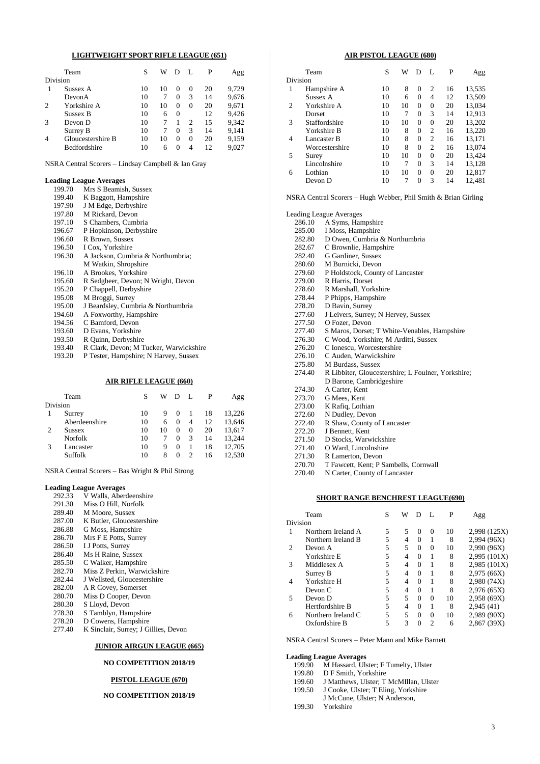## LIGHTWEIGHT SPORT RIFLE LEAGUE (651)

| Division | Team | S | W | D | L | P | Agg |
|---|---|---|---|---|---|---|---|
| 1 | Sussex A | 10 | 10 | 0 | 0 | 20 | 9,729 |
| | DevonA | 10 | 7 | 0 | 3 | 14 | 9,676 |
| 2 | Yorkshire A | 10 | 10 | 0 | 0 | 20 | 9,671 |
| | Sussex B | 10 | 6 | 0 | | 12 | 9,426 |
| 3 | Devon D | 10 | 7 | 1 | 2 | 15 | 9,342 |
| | Surrey B | 10 | 7 | 0 | 3 | 14 | 9,141 |
| 4 | Gloucestershire B | 10 | 10 | 0 | 0 | 20 | 9,159 |
| | Bedfordshire | 10 | 6 | 0 | 4 | 12 | 9,027 |

NSRA Central Scorers – Lindsay Campbell & Ian Gray

**Leading League Averages**

| | |
|---|---|
| 199.70 | Mrs S Beamish, Sussex |
| 199.40 | K Baggott, Hampshire |
| 197.90 | J M Edge, Derbyshire |
| 197.80 | M Rickard, Devon |
| 197.10 | S Chambers, Cumbria |
| 196.67 | P Hopkinson, Derbyshire |
| 196.60 | R Brown, Sussex |
| 196.50 | I Cox, Yorkshire |
| 196.30 | A Jackson, Cumbria & Northumbria; M Watkin, Shropshire |
| 196.10 | A Brookes, Yorkshire |
| 195.60 | R Sedgbeer, Devon; N Wright, Devon |
| 195.20 | P Chappell, Derbyshire |
| 195.08 | M Broggi, Surrey |
| 195.00 | J Beardsley, Cumbria & Northumbria |
| 194.60 | A Foxworthy, Hampshire |
| 194.56 | C Bamford, Devon |
| 193.60 | D Evans, Yorkshire |
| 193.50 | R Quinn, Derbyshire |
| 193.40 | R Clark, Devon; M Tucker, Warwickshire |
| 193.20 | P Tester, Hampshire; N Harvey, Sussex |

## AIR RIFLE LEAGUE (660)

| Division | Team | S | W | D | L | P | Agg |
|---|---|---|---|---|---|---|---|
| 1 | Surrey | 10 | 9 | 0 | 1 | 18 | 13,226 |
| | Aberdeenshire | 10 | 6 | 0 | 4 | 12 | 13,646 |
| 2 | Sussex | 10 | 10 | 0 | 0 | 20 | 13,617 |
| | Norfolk | 10 | 7 | 0 | 3 | 14 | 13,244 |
| 3 | Lancaster | 10 | 9 | 0 | 1 | 18 | 12,705 |
| | Suffolk | 10 | 8 | 0 | 2 | 16 | 12,530 |

NSRA Central Scorers – Bas Wright & Phil Strong

**Leading League Averages**

| | |
|---|---|
| 292.33 | V Walls, Aberdeenshire |
| 291.30 | Miss O Hill, Norfolk |
| 289.40 | M Moore, Sussex |
| 287.00 | K Butler, Gloucestershire |
| 286.88 | G Moss, Hampshire |
| 286.70 | Mrs F E Potts, Surrey |
| 286.50 | I J Potts, Surrey |
| 286.40 | Ms H Raine, Sussex |
| 285.50 | C Walker, Hampshire |
| 282.70 | Miss Z Perkin, Warwickshire |
| 282.44 | J Wellsted, Gloucestershire |
| 282.00 | A R Covey, Somerset |
| 280.70 | Miss D Cooper, Devon |
| 280.30 | S Lloyd, Devon |
| 278.30 | S Tamblyn, Hampshire |
| 278.20 | D Cowens, Hampshire |
| 277.40 | K Sinclair, Surrey; J Gillies, Devon |

## JUNIOR AIRGUN LEAGUE (665)

**NO COMPETITION 2018/19**

## PISTOL LEAGUE (670)

**NO COMPETITION 2018/19**

## AIR PISTOL LEAGUE (680)

| Division | Team | S | W | D | L | P | Agg |
|---|---|---|---|---|---|---|---|
| 1 | Hampshire A | 10 | 8 | 0 | 2 | 16 | 13,535 |
| | Sussex A | 10 | 6 | 0 | 4 | 12 | 13,509 |
| 2 | Yorkshire A | 10 | 10 | 0 | 0 | 20 | 13,034 |
| | Dorset | 10 | 7 | 0 | 3 | 14 | 12,913 |
| 3 | Staffordshire | 10 | 10 | 0 | 0 | 20 | 13,202 |
| | Yorkshire B | 10 | 8 | 0 | 2 | 16 | 13,220 |
| 4 | Lancaster B | 10 | 8 | 0 | 2 | 16 | 13,171 |
| | Worcestershire | 10 | 8 | 0 | 2 | 16 | 13,074 |
| 5 | Surey | 10 | 10 | 0 | 0 | 20 | 13,424 |
| | Lincolnshire | 10 | 7 | 0 | 3 | 14 | 13,128 |
| 6 | Lothian | 10 | 10 | 0 | 0 | 20 | 12,817 |
| | Devon D | 10 | 7 | 0 | 3 | 14 | 12,481 |

NSRA Central Scorers – Hugh Webber, Phil Smith & Brian Girling

Leading League Averages

| | |
|---|---|
| 286.10 | A Syms, Hampshire |
| 285.00 | I Moss, Hampshire |
| 282.80 | D Owen, Cumbria & Northumbria |
| 282.67 | C Brownlie, Hampshire |
| 282.40 | G Gardiner, Sussex |
| 280.60 | M Burnicki, Devon |
| 279.60 | P Holdstock, County of Lancaster |
| 279.00 | R Harris, Dorset |
| 278.60 | R Marshall, Yorkshire |
| 278.44 | P Phipps, Hampshire |
| 278.20 | D Bavin, Surrey |
| 277.60 | J Leivers, Surrey; N Hervey, Sussex |
| 277.50 | O Fozer, Devon |
| 277.40 | S Maros, Dorset; T White-Venables, Hampshire |
| 276.30 | C Wood, Yorkshire; M Arditti, Sussex |
| 276.20 | C Ionescu, Worcestershire |
| 276.10 | C Auden, Warwickshire |
| 275.80 | M Burdass, Sussex |
| 274.40 | R Libbiter, Gloucestershire; L Foulner, Yorkshire; D Barone, Cambridgeshire |
| 274.30 | A Carter, Kent |
| 273.70 | G Mees, Kent |
| 273.00 | K Rafiq, Lothian |
| 272.60 | N Dudley, Devon |
| 272.40 | R Shaw, County of Lancaster |
| 272.20 | J Bennett, Kent |
| 271.50 | D Stocks, Warwickshire |
| 271.40 | O Ward, Lincolnshire |
| 271.30 | R Lamerton, Devon |
| 270.70 | T Fawcett, Kent; P Sambells, Cornwall |
| 270.40 | N Carter, County of Lancaster |

## SHORT RANGE BENCHREST LEAGUE(690)

| Division | Team | S | W | D | L | P | Agg |
|---|---|---|---|---|---|---|---|
| 1 | Northern Ireland A | 5 | 5 | 0 | 0 | 10 | 2,998 (125X) |
| | Northern Ireland B | 5 | 4 | 0 | 1 | 8 | 2,994 (96X) |
| 2 | Devon A | 5 | 5 | 0 | 0 | 10 | 2,990 (96X) |
| | Yorkshire E | 5 | 4 | 0 | 1 | 8 | 2,995 (101X) |
| 3 | Middlesex A | 5 | 4 | 0 | 1 | 8 | 2,985 (101X) |
| | Surrey B | 5 | 4 | 0 | 1 | 8 | 2,975 (66X) |
| 4 | Yorkshire H | 5 | 4 | 0 | 1 | 8 | 2,980 (74X) |
| | Devon C | 5 | 4 | 0 | 1 | 8 | 2,976 (65X) |
| 5 | Devon D | 5 | 5 | 0 | 0 | 10 | 2,958 (69X) |
| | Hertfordshire B | 5 | 4 | 0 | 1 | 8 | 2,945 (41) |
| 6 | Northern Ireland C | 5 | 5 | 0 | 0 | 10 | 2,989 (90X) |
| | Oxfordshire B | 5 | 3 | 0 | 2 | 6 | 2,867 (39X) |

NSRA Central Scorers – Peter Mann and Mike Barnett

**Leading League Averages**

| | |
|---|---|
| 199.90 | M Hassard, Ulster; F Tumelty, Ulster |
| 199.80 | D F Smith, Yorkshire |
| 199.60 | J Matthews, Ulster; T McMIllan, Ulster |
| 199.50 | J Cooke, Ulster; T Eling, Yorkshire |
| | J McCune, Ulster; N Anderson, |
| 199.30 | Yorkshire |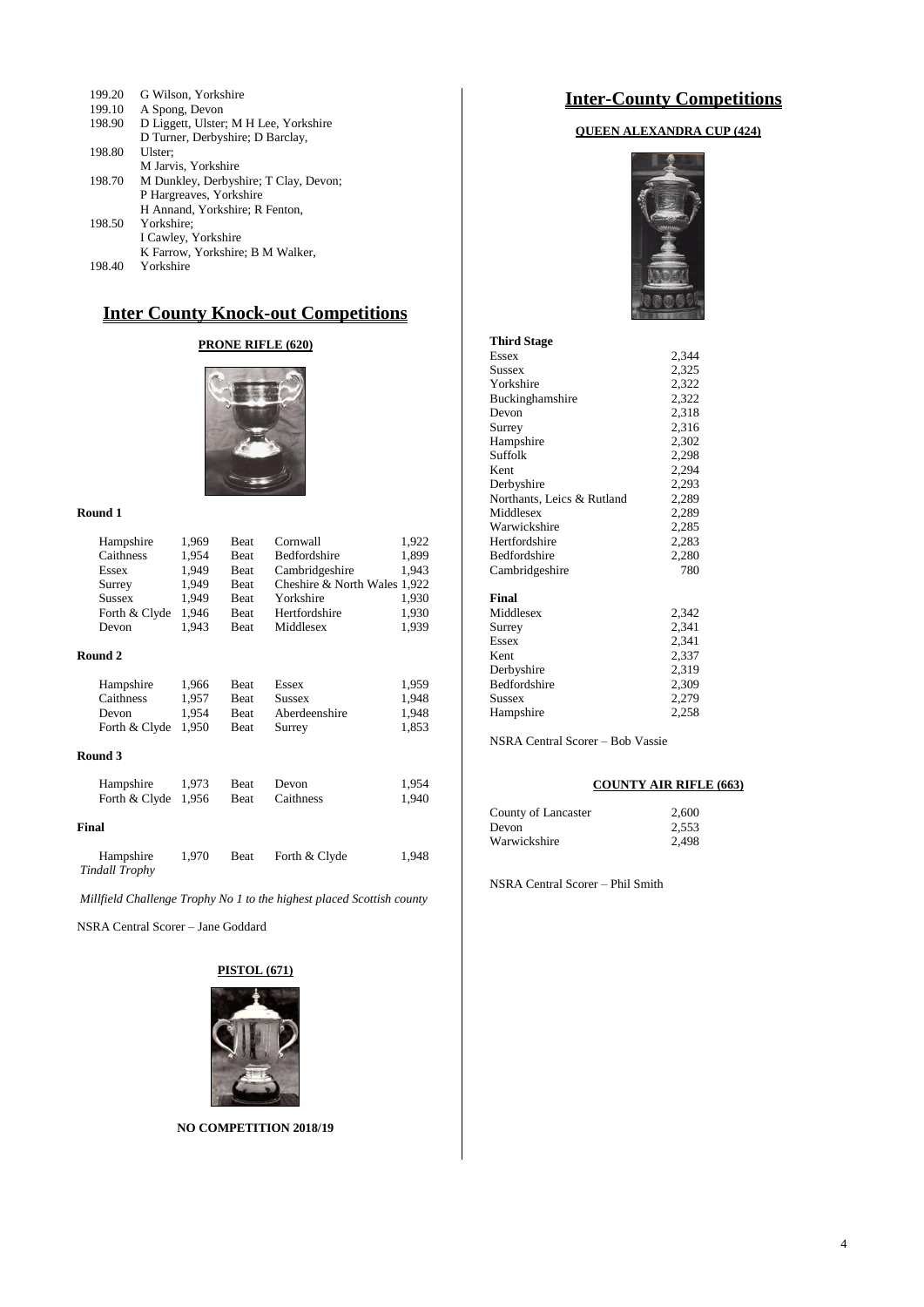| | |
|---|---|
| 199.20 | G Wilson, Yorkshire |
| 199.10 | A Spong, Devon |
| 198.90 | D Liggett, Ulster; M H Lee, Yorkshire |
| 198.80 | D Turner, Derbyshire; D Barclay, Ulster; M Jarvis, Yorkshire |
| 198.70 | M Dunkley, Derbyshire; T Clay, Devon; P Hargreaves, Yorkshire |
| 198.50 | H Annand, Yorkshire; R Fenton, Yorkshire; I Cawley, Yorkshire |
| 198.40 | K Farrow, Yorkshire; B M Walker, Yorkshire |

## Inter County Knock-out Competitions

### PRONE RIFLE (620)

**Round 1**

| | | | | |
|---|---|---|---|---|
| Hampshire | 1,969 | Beat | Cornwall | 1,922 |
| Caithness | 1,954 | Beat | Bedfordshire | 1,899 |
| Essex | 1,949 | Beat | Cambridgeshire | 1,943 |
| Surrey | 1,949 | Beat | Cheshire & North Wales | 1,922 |
| Sussex | 1,949 | Beat | Yorkshire | 1,930 |
| Forth & Clyde | 1,946 | Beat | Hertfordshire | 1,930 |
| Devon | 1,943 | Beat | Middlesex | 1,939 |

**Round 2**

| | | | | |
|---|---|---|---|---|
| Hampshire | 1,966 | Beat | Essex | 1,959 |
| Caithness | 1,957 | Beat | Sussex | 1,948 |
| Devon | 1,954 | Beat | Aberdeenshire | 1,948 |
| Forth & Clyde | 1,950 | Beat | Surrey | 1,853 |

**Round 3**

| | | | | |
|---|---|---|---|---|
| Hampshire | 1,973 | Beat | Devon | 1,954 |
| Forth & Clyde | 1,956 | Beat | Caithness | 1,940 |

**Final**

| | | | | |
|---|---|---|---|---|
| Hampshire *Tindall Trophy* | 1,970 | Beat | Forth & Clyde | 1,948 |

*Millfield Challenge Trophy No 1 to the highest placed Scottish county*

NSRA Central Scorer – Jane Goddard

### PISTOL (671)

**NO COMPETITION 2018/19**

## Inter-County Competitions

### QUEEN ALEXANDRA CUP (424)

**Third Stage**

| | |
|---|---|
| Essex | 2,344 |
| Sussex | 2,325 |
| Yorkshire | 2,322 |
| Buckinghamshire | 2,322 |
| Devon | 2,318 |
| Surrey | 2,316 |
| Hampshire | 2,302 |
| Suffolk | 2,298 |
| Kent | 2,294 |
| Derbyshire | 2,293 |
| Northants, Leics & Rutland | 2,289 |
| Middlesex | 2,289 |
| Warwickshire | 2,285 |
| Hertfordshire | 2,283 |
| Bedfordshire | 2,280 |
| Cambridgeshire | 780 |

**Final**

| | |
|---|---|
| Middlesex | 2,342 |
| Surrey | 2,341 |
| Essex | 2,341 |
| Kent | 2,337 |
| Derbyshire | 2,319 |
| Bedfordshire | 2,309 |
| Sussex | 2,279 |
| Hampshire | 2,258 |

NSRA Central Scorer – Bob Vassie

### COUNTY AIR RIFLE (663)

| | |
|---|---|
| County of Lancaster | 2,600 |
| Devon | 2,553 |
| Warwickshire | 2,498 |

NSRA Central Scorer – Phil Smith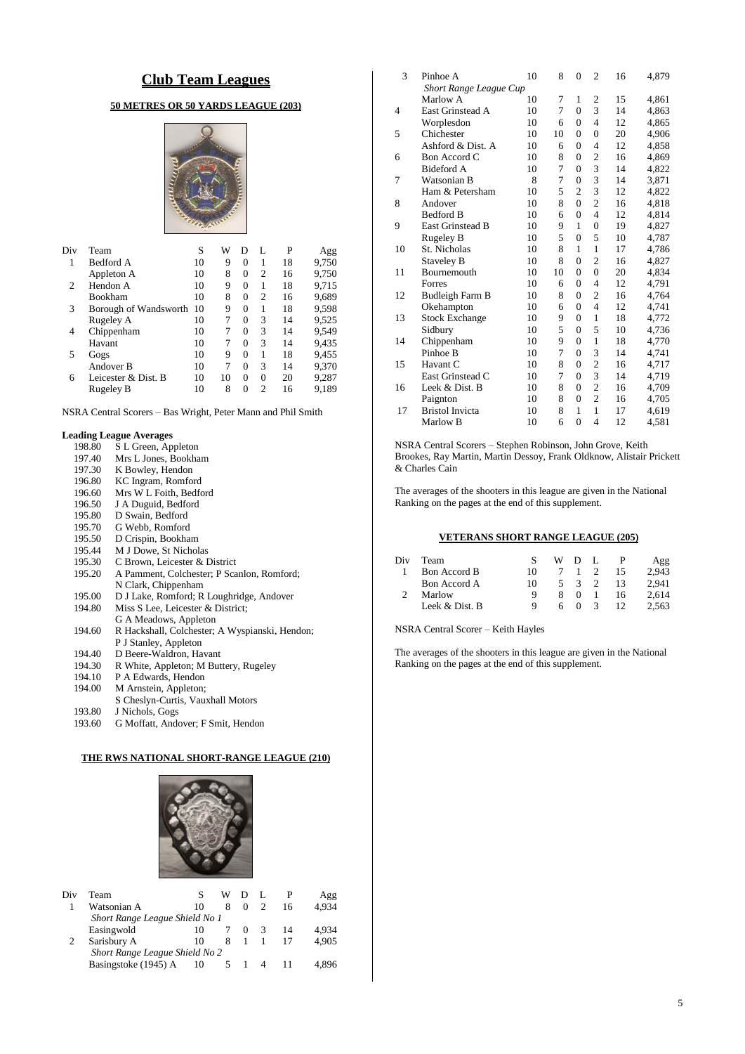# Club Team Leagues

## 50 METRES OR 50 YARDS LEAGUE (203)

| Div | Team | S | W | D | L | P | Agg |
|---|---|---|---|---|---|---|---|
| 1 | Bedford A | 10 | 9 | 0 | 1 | 18 | 9,750 |
| | Appleton A | 10 | 8 | 0 | 2 | 16 | 9,750 |
| 2 | Hendon A | 10 | 9 | 0 | 1 | 18 | 9,715 |
| | Bookham | 10 | 8 | 0 | 2 | 16 | 9,689 |
| 3 | Borough of Wandsworth | 10 | 9 | 0 | 1 | 18 | 9,598 |
| | Rugeley A | 10 | 7 | 0 | 3 | 14 | 9,525 |
| 4 | Chippenham | 10 | 7 | 0 | 3 | 14 | 9,549 |
| | Havant | 10 | 7 | 0 | 3 | 14 | 9,435 |
| 5 | Gogs | 10 | 9 | 0 | 1 | 18 | 9,455 |
| | Andover B | 10 | 7 | 0 | 3 | 14 | 9,370 |
| 6 | Leicester & Dist. B | 10 | 10 | 0 | 0 | 20 | 9,287 |
| | Rugeley B | 10 | 8 | 0 | 2 | 16 | 9,189 |

NSRA Central Scorers – Bas Wright, Peter Mann and Phil Smith

**Leading League Averages**

- 198.80 S L Green, Appleton
- 197.40 Mrs L Jones, Bookham
- 197.30 K Bowley, Hendon
- 196.80 KC Ingram, Romford
- 196.60 Mrs W L Foith, Bedford
- 196.50 J A Duguid, Bedford
- 195.80 D Swain, Bedford
- 195.70 G Webb, Romford
- 195.50 D Crispin, Bookham
- 195.44 M J Dowe, St Nicholas
- 195.30 C Brown, Leicester & District
- 195.20 A Pamment, Colchester; P Scanlon, Romford; N Clark, Chippenham
- 195.00 D J Lake, Romford; R Loughridge, Andover
- 194.80 Miss S Lee, Leicester & District; G A Meadows, Appleton
- 194.60 R Hackshall, Colchester; A Wyspianski, Hendon; P J Stanley, Appleton
- 194.40 D Beere-Waldron, Havant
- 194.30 R White, Appleton; M Buttery, Rugeley
- 194.10 P A Edwards, Hendon
- 194.00 M Arnstein, Appleton; S Cheslyn-Curtis, Vauxhall Motors
- 193.80 J Nichols, Gogs
- 193.60 G Moffatt, Andover; F Smit, Hendon

## THE RWS NATIONAL SHORT-RANGE LEAGUE (210)

| Div | Team | S | W | D | L | P | Agg |
|---|---|---|---|---|---|---|---|
| 1 | Watsonian A | 10 | 8 | 0 | 2 | 16 | 4,934 |
| | *Short Range League Shield No 1* | | | | | | |
| | Easingwold | 10 | 7 | 0 | 3 | 14 | 4,934 |
| 2 | Sarisbury A | 10 | 8 | 1 | 1 | 17 | 4,905 |
| | *Short Range League Shield No 2* | | | | | | |
| | Basingstoke (1945) A | 10 | 5 | 1 | 4 | 11 | 4,896 |
| 3 | Pinhoe A | 10 | 8 | 0 | 2 | 16 | 4,879 |
| | *Short Range League Cup* | | | | | | |
| | Marlow A | 10 | 7 | 1 | 2 | 15 | 4,861 |
| 4 | East Grinstead A | 10 | 7 | 0 | 3 | 14 | 4,863 |
| | Worplesdon | 10 | 6 | 0 | 4 | 12 | 4,865 |
| 5 | Chichester | 10 | 10 | 0 | 0 | 20 | 4,906 |
| | Ashford & Dist. A | 10 | 6 | 0 | 4 | 12 | 4,858 |
| 6 | Bon Accord C | 10 | 8 | 0 | 2 | 16 | 4,869 |
| | Bideford A | 10 | 7 | 0 | 3 | 14 | 4,822 |
| 7 | Watsonian B | 8 | 7 | 0 | 3 | 14 | 3,871 |
| | Ham & Petersham | 10 | 5 | 2 | 3 | 12 | 4,822 |
| 8 | Andover | 10 | 8 | 0 | 2 | 16 | 4,818 |
| | Bedford B | 10 | 6 | 0 | 4 | 12 | 4,814 |
| 9 | East Grinstead B | 10 | 9 | 1 | 0 | 19 | 4,827 |
| | Rugeley B | 10 | 5 | 0 | 5 | 10 | 4,787 |
| 10 | St. Nicholas | 10 | 8 | 1 | 1 | 17 | 4,786 |
| | Staveley B | 10 | 8 | 0 | 2 | 16 | 4,827 |
| 11 | Bournemouth | 10 | 10 | 0 | 0 | 20 | 4,834 |
| | Forres | 10 | 6 | 0 | 4 | 12 | 4,791 |
| 12 | Budleigh Farm B | 10 | 8 | 0 | 2 | 16 | 4,764 |
| | Okehampton | 10 | 6 | 0 | 4 | 12 | 4,741 |
| 13 | Stock Exchange | 10 | 9 | 0 | 1 | 18 | 4,772 |
| | Sidbury | 10 | 5 | 0 | 5 | 10 | 4,736 |
| 14 | Chippenham | 10 | 9 | 0 | 1 | 18 | 4,770 |
| | Pinhoe B | 10 | 7 | 0 | 3 | 14 | 4,741 |
| 15 | Havant C | 10 | 8 | 0 | 2 | 16 | 4,717 |
| | East Grinstead C | 10 | 7 | 0 | 3 | 14 | 4,719 |
| 16 | Leek & Dist. B | 10 | 8 | 0 | 2 | 16 | 4,709 |
| | Paignton | 10 | 8 | 0 | 2 | 16 | 4,705 |
| 17 | Bristol Invicta | 10 | 8 | 1 | 1 | 17 | 4,619 |
| | Marlow B | 10 | 6 | 0 | 4 | 12 | 4,581 |

NSRA Central Scorers – Stephen Robinson, John Grove, Keith Brookes, Ray Martin, Martin Dessoy, Frank Oldknow, Alistair Prickett & Charles Cain

The averages of the shooters in this league are given in the National Ranking on the pages at the end of this supplement.

## VETERANS SHORT RANGE LEAGUE (205)

| Div | Team | S | W | D | L | P | Agg |
|---|---|---|---|---|---|---|---|
| 1 | Bon Accord B | 10 | 7 | 1 | 2 | 15 | 2,943 |
| | Bon Accord A | 10 | 5 | 3 | 2 | 13 | 2,941 |
| 2 | Marlow | 9 | 8 | 0 | 1 | 16 | 2,614 |
| | Leek & Dist. B | 9 | 6 | 0 | 3 | 12 | 2,563 |

NSRA Central Scorer – Keith Hayles

The averages of the shooters in this league are given in the National Ranking on the pages at the end of this supplement.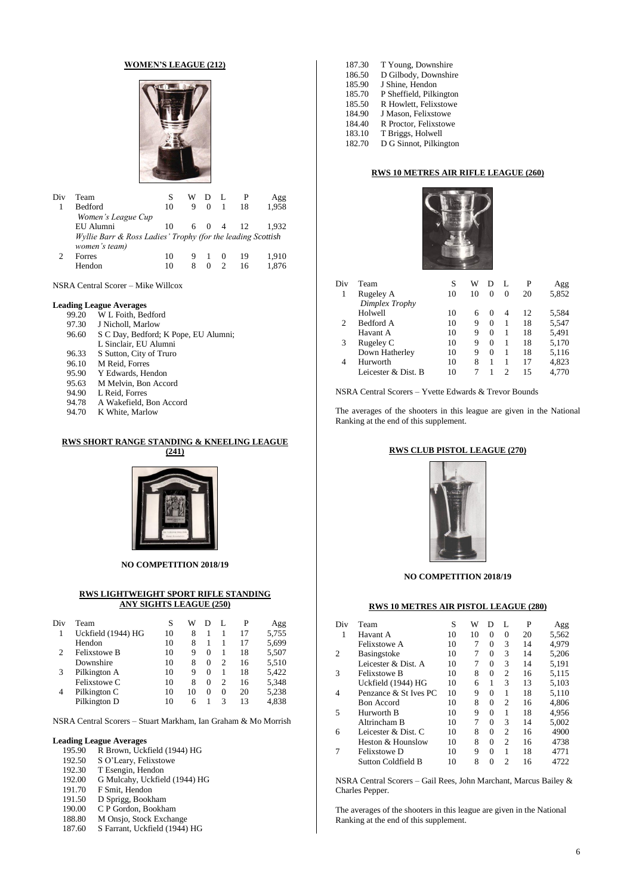## WOMEN'S LEAGUE (212)

| Div | Team | S | W | D | L | P | Agg |
|---|---|---|---|---|---|---|---|
| 1 | Bedford | 10 | 9 | 0 | 1 | 18 | 1,958 |
| | *Women's League Cup* | | | | | | |
| | EU Alumni | 10 | 6 | 0 | 4 | 12 | 1,932 |
| | *Wyllie Barr & Ross Ladies' Trophy (for the leading Scottish women's team)* | | | | | | |
| 2 | Forres | 10 | 9 | 1 | 0 | 19 | 1,910 |
| | Hendon | 10 | 8 | 0 | 2 | 16 | 1,876 |

NSRA Central Scorer – Mike Willcox

**Leading League Averages**

| | |
|---|---|
| 99.20 | W L Foith, Bedford |
| 97.30 | J Nicholl, Marlow |
| 96.60 | S C Day, Bedford; K Pope, EU Alumni; L Sinclair, EU Alumni |
| 96.33 | S Sutton, City of Truro |
| 96.10 | M Reid, Forres |
| 95.90 | Y Edwards, Hendon |
| 95.63 | M Melvin, Bon Accord |
| 94.90 | L Reid, Forres |
| 94.78 | A Wakefield, Bon Accord |
| 94.70 | K White, Marlow |

## RWS SHORT RANGE STANDING & KNEELING LEAGUE (241)

**NO COMPETITION 2018/19**

## RWS LIGHTWEIGHT SPORT RIFLE STANDING ANY SIGHTS LEAGUE (250)

| Div | Team | S | W | D | L | P | Agg |
|---|---|---|---|---|---|---|---|
| 1 | Uckfield (1944) HG | 10 | 8 | 1 | 1 | 17 | 5,755 |
| | Hendon | 10 | 8 | 1 | 1 | 17 | 5,699 |
| 2 | Felixstowe B | 10 | 9 | 0 | 1 | 18 | 5,507 |
| | Downshire | 10 | 8 | 0 | 2 | 16 | 5,510 |
| 3 | Pilkington A | 10 | 9 | 0 | 1 | 18 | 5,422 |
| | Felixstowe C | 10 | 8 | 0 | 2 | 16 | 5,348 |
| 4 | Pilkington C | 10 | 10 | 0 | 0 | 20 | 5,238 |
| | Pilkington D | 10 | 6 | 1 | 3 | 13 | 4,838 |

NSRA Central Scorers – Stuart Markham, Ian Graham & Mo Morrish

**Leading League Averages**

| | |
|---|---|
| 195.90 | R Brown, Uckfield (1944) HG |
| 192.50 | S O'Leary, Felixstowe |
| 192.30 | T Esengin, Hendon |
| 192.00 | G Mulcahy, Uckfield (1944) HG |
| 191.70 | F Smit, Hendon |
| 191.50 | D Sprigg, Bookham |
| 190.00 | C P Gordon, Bookham |
| 188.80 | M Onsjo, Stock Exchange |
| 187.60 | S Farrant, Uckfield (1944) HG |
| 187.30 | T Young, Downshire |
| 186.50 | D Gilbody, Downshire |
| 185.90 | J Shine, Hendon |
| 185.70 | P Sheffield, Pilkington |
| 185.50 | R Howlett, Felixstowe |
| 184.90 | J Mason, Felixstowe |
| 184.40 | R Proctor, Felixstowe |
| 183.10 | T Briggs, Holwell |
| 182.70 | D G Sinnot, Pilkington |

## RWS 10 METRES AIR RIFLE LEAGUE (260)

| Div | Team | S | W | D | L | P | Agg |
|---|---|---|---|---|---|---|---|
| 1 | Rugeley A | 10 | 10 | 0 | 0 | 20 | 5,852 |
| | *Dimplex Trophy* | | | | | | |
| | Holwell | 10 | 6 | 0 | 4 | 12 | 5,584 |
| 2 | Bedford A | 10 | 9 | 0 | 1 | 18 | 5,547 |
| | Havant A | 10 | 9 | 0 | 1 | 18 | 5,491 |
| 3 | Rugeley C | 10 | 9 | 0 | 1 | 18 | 5,170 |
| | Down Hatherley | 10 | 9 | 0 | 1 | 18 | 5,116 |
| 4 | Hurworth | 10 | 8 | 1 | 1 | 17 | 4,823 |
| | Leicester & Dist. B | 10 | 7 | 1 | 2 | 15 | 4,770 |

NSRA Central Scorers – Yvette Edwards & Trevor Bounds

The averages of the shooters in this league are given in the National Ranking at the end of this supplement.

## RWS CLUB PISTOL LEAGUE (270)

**NO COMPETITION 2018/19**

## RWS 10 METRES AIR PISTOL LEAGUE (280)

| Div | Team | S | W | D | L | P | Agg |
|---|---|---|---|---|---|---|---|
| 1 | Havant A | 10 | 10 | 0 | 0 | 20 | 5,562 |
| | Felixstowe A | 10 | 7 | 0 | 3 | 14 | 4,979 |
| 2 | Basingstoke | 10 | 7 | 0 | 3 | 14 | 5,206 |
| | Leicester & Dist. A | 10 | 7 | 0 | 3 | 14 | 5,191 |
| 3 | Felixstowe B | 10 | 8 | 0 | 2 | 16 | 5,115 |
| | Uckfield (1944) HG | 10 | 6 | 1 | 3 | 13 | 5,103 |
| 4 | Penzance & St Ives PC | 10 | 9 | 0 | 1 | 18 | 5,110 |
| | Bon Accord | 10 | 8 | 0 | 2 | 16 | 4,806 |
| 5 | Hurworth B | 10 | 9 | 0 | 1 | 18 | 4,956 |
| | Altrincham B | 10 | 7 | 0 | 3 | 14 | 5,002 |
| 6 | Leicester & Dist. C | 10 | 8 | 0 | 2 | 16 | 4900 |
| | Heston & Hounslow | 10 | 8 | 0 | 2 | 16 | 4738 |
| 7 | Felixstowe D | 10 | 9 | 0 | 1 | 18 | 4771 |
| | Sutton Coldfield B | 10 | 8 | 0 | 2 | 16 | 4722 |

NSRA Central Scorers – Gail Rees, John Marchant, Marcus Bailey & Charles Pepper.

The averages of the shooters in this league are given in the National Ranking at the end of this supplement.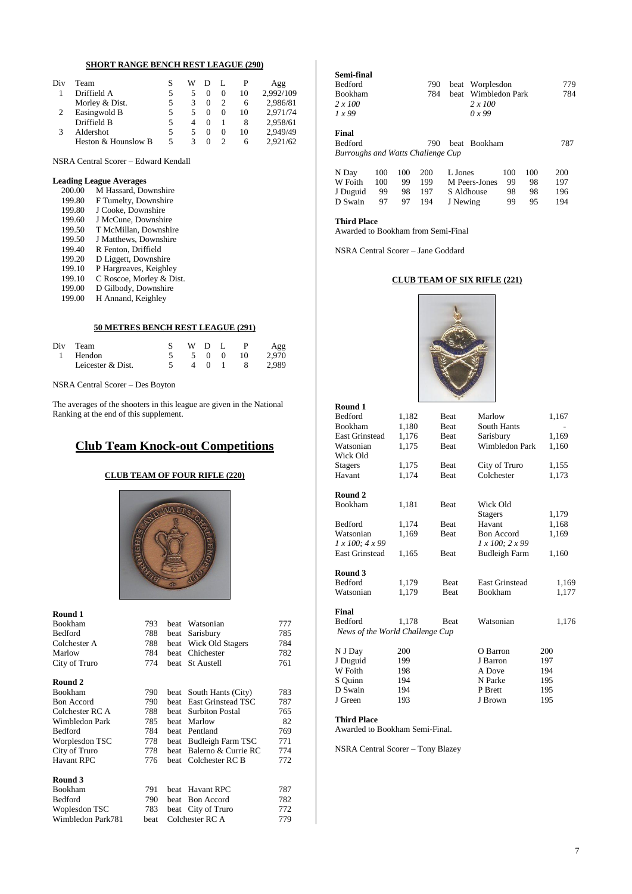### SHORT RANGE BENCH REST LEAGUE (290)

| Div | Team | S | W | D | L | P | Agg |
|---|---|---|---|---|---|---|---|
| 1 | Driffield A | 5 | 5 | 0 | 0 | 10 | 2,992/109 |
| | Morley & Dist. | 5 | 3 | 0 | 2 | 6 | 2,986/81 |
| 2 | Easingwold B | 5 | 5 | 0 | 0 | 10 | 2,971/74 |
| | Driffield B | 5 | 4 | 0 | 1 | 8 | 2,958/61 |
| 3 | Aldershot | 5 | 5 | 0 | 0 | 10 | 2,949/49 |
| | Heston & Hounslow B | 5 | 3 | 0 | 2 | 6 | 2,921/62 |

NSRA Central Scorer – Edward Kendall

**Leading League Averages**

| | |
|---|---|
| 200.00 | M Hassard, Downshire |
| 199.80 | F Tumelty, Downshire |
| 199.80 | J Cooke, Downshire |
| 199.60 | J McCune, Downshire |
| 199.50 | T McMillan, Downshire |
| 199.50 | J Matthews, Downshire |
| 199.40 | R Fenton, Driffield |
| 199.20 | D Liggett, Downshire |
| 199.10 | P Hargreaves, Keighley |
| 199.10 | C Roscoe, Morley & Dist. |
| 199.00 | D Gilbody, Downshire |
| 199.00 | H Annand, Keighley |

### 50 METRES BENCH REST LEAGUE (291)

| Div | Team | S | W | D | L | P | Agg |
|---|---|---|---|---|---|---|---|
| 1 | Hendon | 5 | 5 | 0 | 0 | 10 | 2,970 |
| | Leicester & Dist. | 5 | 4 | 0 | 1 | 8 | 2,989 |

NSRA Central Scorer – Des Boyton

The averages of the shooters in this league are given in the National Ranking at the end of this supplement.

## Club Team Knock-out Competitions

### CLUB TEAM OF FOUR RIFLE (220)

**Round 1**

| | | | | |
|---|---|---|---|---|
| Bookham | 793 | beat | Watsonian | 777 |
| Bedford | 788 | beat | Sarisbury | 785 |
| Colchester A | 788 | beat | Wick Old Stagers | 784 |
| Marlow | 784 | beat | Chichester | 782 |
| City of Truro | 774 | beat | St Austell | 761 |

**Round 2**

| | | | | |
|---|---|---|---|---|
| Bookham | 790 | beat | South Hants (City) | 783 |
| Bon Accord | 790 | beat | East Grinstead TSC | 787 |
| Colchester RC A | 788 | beat | Surbiton Postal | 765 |
| Wimbledon Park | 785 | beat | Marlow | 82 |
| Bedford | 784 | beat | Pentland | 769 |
| Worplesdon TSC | 778 | beat | Budleigh Farm TSC | 771 |
| City of Truro | 778 | beat | Balerno & Currie RC | 774 |
| Havant RPC | 776 | beat | Colchester RC B | 772 |

**Round 3**

| | | | | |
|---|---|---|---|---|
| Bookham | 791 | beat | Havant RPC | 787 |
| Bedford | 790 | beat | Bon Accord | 782 |
| Woplesdon TSC | 783 | beat | City of Truro | 772 |
| Wimbledon Park | 781 | beat | Colchester RC A | 779 |

**Semi-final**

| | | | | |
|---|---|---|---|---|
| Bedford | 790 | beat | Worplesdon | 779 |
| Bookham | 784 | beat | Wimbledon Park | 784 |
| *2 x 100* | | | *2 x 100* | |
| *1 x 99* | | | *0 x 99* | |

**Final**

| | | | | |
|---|---|---|---|---|
| Bedford | 790 | beat | Bookham | 787 |

*Burroughs and Watts Challenge Cup*

| | | | | | | | |
|---|---|---|---|---|---|---|---|
| N Day | 100 | 100 | 200 | L Jones | 100 | 100 | 200 |
| W Foith | 100 | 99 | 199 | M Peers-Jones | 99 | 98 | 197 |
| J Duguid | 99 | 98 | 197 | S Aldhouse | 98 | 98 | 196 |
| D Swain | 97 | 97 | 194 | J Newing | 99 | 95 | 194 |

**Third Place**

Awarded to Bookham from Semi-Final

NSRA Central Scorer – Jane Goddard

### CLUB TEAM OF SIX RIFLE (221)

**Round 1**

| | | | | |
|---|---|---|---|---|
| Bedford | 1,182 | Beat | Marlow | 1,167 |
| Bookham | 1,180 | Beat | South Hants | - |
| East Grinstead | 1,176 | Beat | Sarisbury | 1,169 |
| Watsonian | 1,175 | Beat | Wimbledon Park | 1,160 |
| Wick Old Stagers | 1,175 | Beat | City of Truro | 1,155 |
| Havant | 1,174 | Beat | Colchester | 1,173 |

**Round 2**

| | | | | |
|---|---|---|---|---|
| Bookham | 1,181 | Beat | Wick Old Stagers | 1,179 |
| Bedford | 1,174 | Beat | Havant | 1,168 |
| Watsonian | 1,169 | Beat | Bon Accord | 1,169 |
| *1 x 100; 4 x 99* | | | *1 x 100; 2 x 99* | |
| East Grinstead | 1,165 | Beat | Budleigh Farm | 1,160 |

**Round 3**

| | | | | |
|---|---|---|---|---|
| Bedford | 1,179 | Beat | East Grinstead | 1,169 |
| Watsonian | 1,179 | Beat | Bookham | 1,177 |

**Final**

| | | | | |
|---|---|---|---|---|
| Bedford | 1,178 | Beat | Watsonian | 1,176 |

*News of the World Challenge Cup*

| | | | |
|---|---|---|---|
| N J Day | 200 | O Barron | 200 |
| J Duguid | 199 | J Barron | 197 |
| W Foith | 198 | A Dove | 194 |
| S Quinn | 194 | N Parke | 195 |
| D Swain | 194 | P Brett | 195 |
| J Green | 193 | J Brown | 195 |

**Third Place**

Awarded to Bookham Semi-Final.

NSRA Central Scorer – Tony Blazey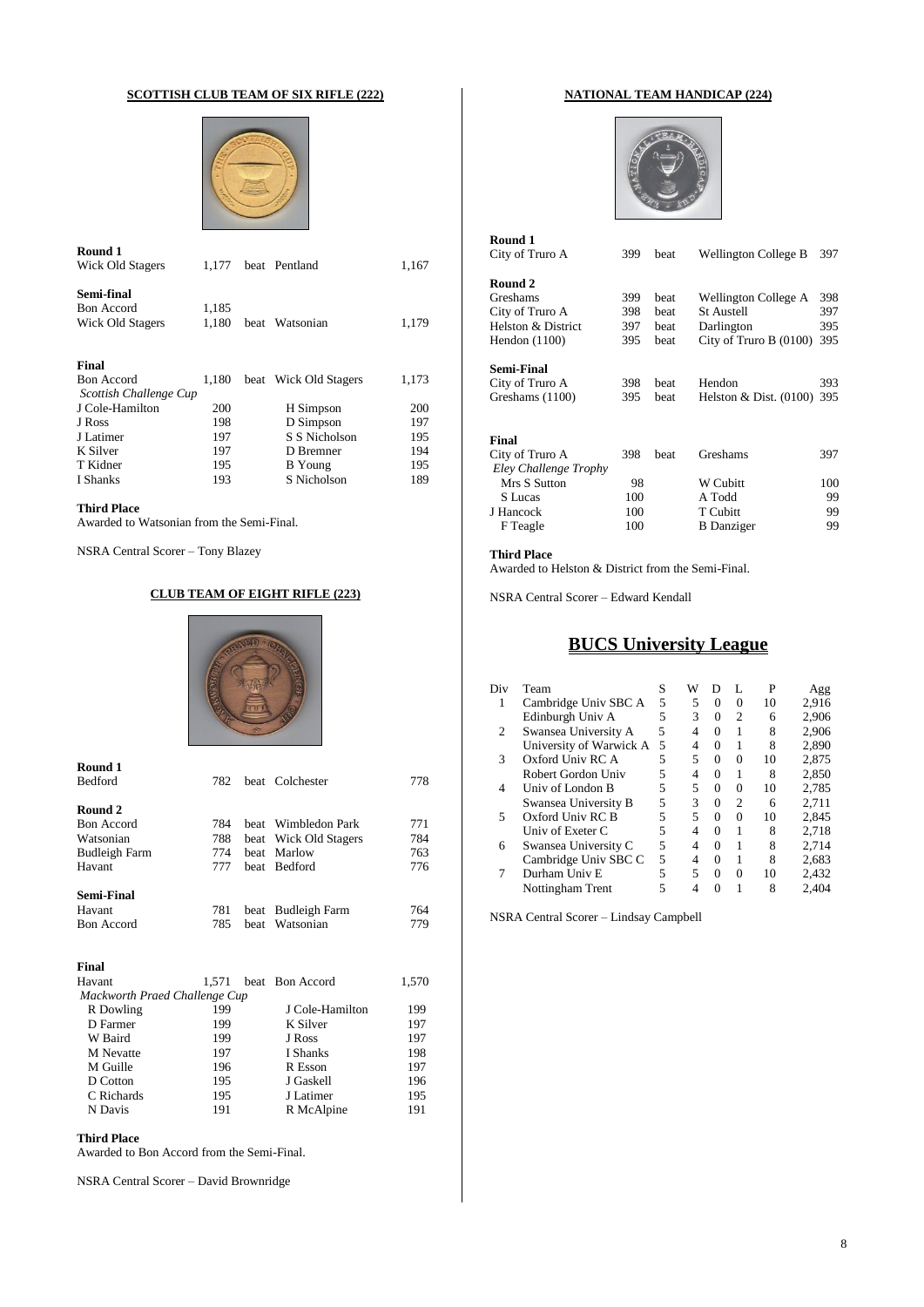## SCOTTISH CLUB TEAM OF SIX RIFLE (222)

**Round 1**

| | | | | |
|---|---|---|---|---|
| Wick Old Stagers | 1,177 | beat | Pentland | 1,167 |

**Semi-final**

| | | | | |
|---|---|---|---|---|
| Bon Accord | 1,185 | | | |
| Wick Old Stagers | 1,180 | beat | Watsonian | 1,179 |

**Final**

| | | | | |
|---|---|---|---|---|
| Bon Accord | 1,180 | beat | Wick Old Stagers | 1,173 |
| *Scottish Challenge Cup* | | | | |
| J Cole-Hamilton | 200 | | H Simpson | 200 |
| J Ross | 198 | | D Simpson | 197 |
| J Latimer | 197 | | S S Nicholson | 195 |
| K Silver | 197 | | D Bremner | 194 |
| T Kidner | 195 | | B Young | 195 |
| I Shanks | 193 | | S Nicholson | 189 |

**Third Place**

Awarded to Watsonian from the Semi-Final.

NSRA Central Scorer – Tony Blazey

## CLUB TEAM OF EIGHT RIFLE (223)

**Round 1**

| | | | | |
|---|---|---|---|---|
| Bedford | 782 | beat | Colchester | 778 |

**Round 2**

| | | | | |
|---|---|---|---|---|
| Bon Accord | 784 | beat | Wimbledon Park | 771 |
| Watsonian | 788 | beat | Wick Old Stagers | 784 |
| Budleigh Farm | 774 | beat | Marlow | 763 |
| Havant | 777 | beat | Bedford | 776 |

**Semi-Final**

| | | | | |
|---|---|---|---|---|
| Havant | 781 | beat | Budleigh Farm | 764 |
| Bon Accord | 785 | beat | Watsonian | 779 |

**Final**

| | | | | |
|---|---|---|---|---|
| Havant | 1,571 | beat | Bon Accord | 1,570 |
| *Mackworth Praed Challenge Cup* | | | | |
| R Dowling | 199 | | J Cole-Hamilton | 199 |
| D Farmer | 199 | | K Silver | 197 |
| W Baird | 199 | | J Ross | 197 |
| M Nevatte | 197 | | I Shanks | 198 |
| M Guille | 196 | | R Esson | 197 |
| D Cotton | 195 | | J Gaskell | 196 |
| C Richards | 195 | | J Latimer | 195 |
| N Davis | 191 | | R McAlpine | 191 |

**Third Place**

Awarded to Bon Accord from the Semi-Final.

NSRA Central Scorer – David Brownridge

## NATIONAL TEAM HANDICAP (224)

**Round 1**

| | | | | |
|---|---|---|---|---|
| City of Truro A | 399 | beat | Wellington College B | 397 |

**Round 2**

| | | | | |
|---|---|---|---|---|
| Greshams | 399 | beat | Wellington College A | 398 |
| City of Truro A | 398 | beat | St Austell | 397 |
| Helston & District | 397 | beat | Darlington | 395 |
| Hendon (1100) | 395 | beat | City of Truro B (0100) | 395 |

**Semi-Final**

| | | | | |
|---|---|---|---|---|
| City of Truro A | 398 | beat | Hendon | 393 |
| Greshams (1100) | 395 | beat | Helston & Dist. (0100) | 395 |

**Final**

| | | | | |
|---|---|---|---|---|
| City of Truro A | 398 | beat | Greshams | 397 |
| *Eley Challenge Trophy* | | | | |
| Mrs S Sutton | 98 | | W Cubitt | 100 |
| S Lucas | 100 | | A Todd | 99 |
| J Hancock | 100 | | T Cubitt | 99 |
| F Teagle | 100 | | B Danziger | 99 |

**Third Place**

Awarded to Helston & District from the Semi-Final.

NSRA Central Scorer – Edward Kendall

# BUCS University League

| Div | Team | S | W | D | L | P | Agg |
|---|---|---|---|---|---|---|---|
| 1 | Cambridge Univ SBC A | 5 | 5 | 0 | 0 | 10 | 2,916 |
| | Edinburgh Univ A | 5 | 3 | 0 | 2 | 6 | 2,906 |
| 2 | Swansea University A | 5 | 4 | 0 | 1 | 8 | 2,906 |
| | University of Warwick A | 5 | 4 | 0 | 1 | 8 | 2,890 |
| 3 | Oxford Univ RC A | 5 | 5 | 0 | 0 | 10 | 2,875 |
| | Robert Gordon Univ | 5 | 4 | 0 | 1 | 8 | 2,850 |
| 4 | Univ of London B | 5 | 5 | 0 | 0 | 10 | 2,785 |
| | Swansea University B | 5 | 3 | 0 | 2 | 6 | 2,711 |
| 5 | Oxford Univ RC B | 5 | 5 | 0 | 0 | 10 | 2,845 |
| | Univ of Exeter C | 5 | 4 | 0 | 1 | 8 | 2,718 |
| 6 | Swansea University C | 5 | 4 | 0 | 1 | 8 | 2,714 |
| | Cambridge Univ SBC C | 5 | 4 | 0 | 1 | 8 | 2,683 |
| 7 | Durham Univ E | 5 | 5 | 0 | 0 | 10 | 2,432 |
| | Nottingham Trent | 5 | 4 | 0 | 1 | 8 | 2,404 |

NSRA Central Scorer – Lindsay Campbell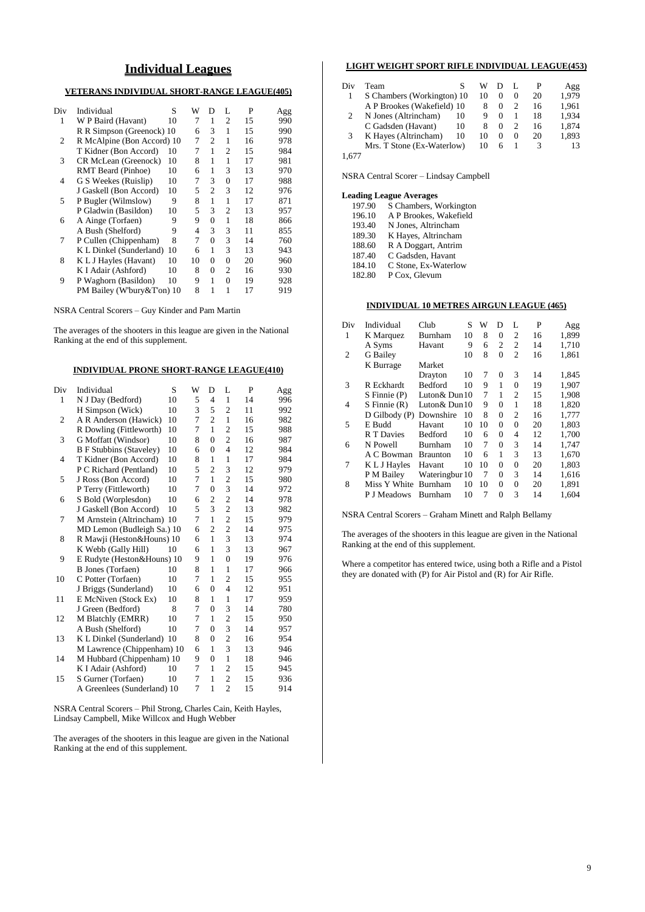# Individual Leagues

### VETERANS INDIVIDUAL SHORT-RANGE LEAGUE(405)

| Div | Individual | S | W | D | L | P | Agg |
|---|---|---|---|---|---|---|---|
| 1 | W P Baird (Havant) | 10 | 7 | 1 | 2 | 15 | 990 |
| | R R Simpson (Greenock) | 10 | 6 | 3 | 1 | 15 | 990 |
| 2 | R McAlpine (Bon Accord) | 10 | 7 | 2 | 1 | 16 | 978 |
| | T Kidner (Bon Accord) | 10 | 7 | 1 | 2 | 15 | 984 |
| 3 | CR McLean (Greenock) | 10 | 8 | 1 | 1 | 17 | 981 |
| | RMT Beard (Pinhoe) | 10 | 6 | 1 | 3 | 13 | 970 |
| 4 | G S Weekes (Ruislip) | 10 | 7 | 3 | 0 | 17 | 988 |
| | J Gaskell (Bon Accord) | 10 | 5 | 2 | 3 | 12 | 976 |
| 5 | P Bugler (Wilmslow) | 9 | 8 | 1 | 1 | 17 | 871 |
| | P Gladwin (Basildon) | 10 | 5 | 3 | 2 | 13 | 957 |
| 6 | A Ainge (Torfaen) | 9 | 9 | 0 | 1 | 18 | 866 |
| | A Bush (Shelford) | 9 | 4 | 3 | 3 | 11 | 855 |
| 7 | P Cullen (Chippenham) | 8 | 7 | 0 | 3 | 14 | 760 |
| | K L Dinkel (Sunderland) | 10 | 6 | 1 | 3 | 13 | 943 |
| 8 | K L J Hayles (Havant) | 10 | 10 | 0 | 0 | 20 | 960 |
| | K I Adair (Ashford) | 10 | 8 | 0 | 2 | 16 | 930 |
| 9 | P Waghorn (Basildon) | 10 | 9 | 1 | 0 | 19 | 928 |
| | PM Bailey (W'bury&T'on) | 10 | 8 | 1 | 1 | 17 | 919 |

NSRA Central Scorers – Guy Kinder and Pam Martin

The averages of the shooters in this league are given in the National Ranking at the end of this supplement.

### INDIVIDUAL PRONE SHORT-RANGE LEAGUE(410)

| Div | Individual | S | W | D | L | P | Agg |
|---|---|---|---|---|---|---|---|
| 1 | N J Day (Bedford) | 10 | 5 | 4 | 1 | 14 | 996 |
| | H Simpson (Wick) | 10 | 3 | 5 | 2 | 11 | 992 |
| 2 | A R Anderson (Hawick) | 10 | 7 | 2 | 1 | 16 | 982 |
| | R Dowling (Fittleworth) | 10 | 7 | 1 | 2 | 15 | 988 |
| 3 | G Moffatt (Windsor) | 10 | 8 | 0 | 2 | 16 | 987 |
| | B F Stubbins (Staveley) | 10 | 6 | 0 | 4 | 12 | 984 |
| 4 | T Kidner (Bon Accord) | 10 | 8 | 1 | 1 | 17 | 984 |
| | P C Richard (Pentland) | 10 | 5 | 2 | 3 | 12 | 979 |
| 5 | J Ross (Bon Accord) | 10 | 7 | 1 | 2 | 15 | 980 |
| | P Terry (Fittleworth) | 10 | 7 | 0 | 3 | 14 | 972 |
| 6 | S Bold (Worplesdon) | 10 | 6 | 2 | 2 | 14 | 978 |
| | J Gaskell (Bon Accord) | 10 | 5 | 3 | 2 | 13 | 982 |
| 7 | M Arnstein (Altrincham) | 10 | 7 | 1 | 2 | 15 | 979 |
| | MD Lemon (Budleigh Sa.) | 10 | 6 | 2 | 2 | 14 | 975 |
| 8 | R Mawji (Heston&Houns) | 10 | 6 | 1 | 3 | 13 | 974 |
| | K Webb (Gally Hill) | 10 | 6 | 1 | 3 | 13 | 967 |
| 9 | E Rudyte (Heston&Houns) | 10 | 9 | 1 | 0 | 19 | 976 |
| | B Jones (Torfaen) | 10 | 8 | 1 | 1 | 17 | 966 |
| 10 | C Potter (Torfaen) | 10 | 7 | 1 | 2 | 15 | 955 |
| | J Briggs (Sunderland) | 10 | 6 | 0 | 4 | 12 | 951 |
| 11 | E McNiven (Stock Ex) | 10 | 8 | 1 | 1 | 17 | 959 |
| | J Green (Bedford) | 8 | 7 | 0 | 3 | 14 | 780 |
| 12 | M Blatchly (EMRR) | 10 | 7 | 1 | 2 | 15 | 950 |
| | A Bush (Shelford) | 10 | 7 | 0 | 3 | 14 | 957 |
| 13 | K L Dinkel (Sunderland) | 10 | 8 | 0 | 2 | 16 | 954 |
| | M Lawrence (Chippenham) | 10 | 6 | 1 | 3 | 13 | 946 |
| 14 | M Hubbard (Chippenham) | 10 | 9 | 0 | 1 | 18 | 946 |
| | K I Adair (Ashford) | 10 | 7 | 1 | 2 | 15 | 945 |
| 15 | S Gurner (Torfaen) | 10 | 7 | 1 | 2 | 15 | 936 |
| | A Greenlees (Sunderland) | 10 | 7 | 1 | 2 | 15 | 914 |

NSRA Central Scorers – Phil Strong, Charles Cain, Keith Hayles, Lindsay Campbell, Mike Willcox and Hugh Webber

The averages of the shooters in this league are given in the National Ranking at the end of this supplement.

### LIGHT WEIGHT SPORT RIFLE INDIVIDUAL LEAGUE(453)

| Div | Team | S | W | D | L | P | Agg |
|---|---|---|---|---|---|---|---|
| 1 | S Chambers (Workington) | 10 | 10 | 0 | 0 | 20 | 1,979 |
| | A P Brookes (Wakefield) | 10 | 8 | 0 | 2 | 16 | 1,961 |
| 2 | N Jones (Altrincham) | 10 | 9 | 0 | 1 | 18 | 1,934 |
| | C Gadsden (Havant) | 10 | 8 | 0 | 2 | 16 | 1,874 |
| 3 | K Hayes (Altrincham) | 10 | 10 | 0 | 0 | 20 | 1,893 |
| | Mrs. T Stone (Ex-Waterlow) | | 10 | 6 | 1 | 3 | 13 |

1,677

NSRA Central Scorer – Lindsay Campbell

**Leading League Averages**

| | |
|---|---|
| 197.90 | S Chambers, Workington |
| 196.10 | A P Brookes, Wakefield |
| 193.40 | N Jones, Altrincham |
| 189.30 | K Hayes, Altrincham |
| 188.60 | R A Doggart, Antrim |
| 187.40 | C Gadsden, Havant |
| 184.10 | C Stone, Ex-Waterlow |
| 182.80 | P Cox, Glevum |

### INDIVIDUAL 10 METRES AIRGUN LEAGUE (465)

| Div | Individual | Club | S | W | D | L | P | Agg |
|---|---|---|---|---|---|---|---|---|
| 1 | K Marquez | Burnham | 10 | 8 | 0 | 2 | 16 | 1,899 |
| | A Syms | Havant | 9 | 6 | 2 | 2 | 14 | 1,710 |
| 2 | G Bailey | | 10 | 8 | 0 | 2 | 16 | 1,861 |
| | K Burrage | Market Drayton | 10 | 7 | 0 | 3 | 14 | 1,845 |
| 3 | R Eckhardt | Bedford | 10 | 9 | 1 | 0 | 19 | 1,907 |
| | S Finnie (P) | Luton& Dun | 10 | 7 | 1 | 2 | 15 | 1,908 |
| 4 | S Finnie (R) | Luton& Dun | 10 | 9 | 0 | 1 | 18 | 1,820 |
| | D Gilbody (P) | Downshire | 10 | 8 | 0 | 2 | 16 | 1,777 |
| 5 | E Budd | Havant | 10 | 10 | 0 | 0 | 20 | 1,803 |
| | R T Davies | Bedford | 10 | 6 | 0 | 4 | 12 | 1,700 |
| 6 | N Powell | Burnham | 10 | 7 | 0 | 3 | 14 | 1,747 |
| | A C Bowman | Braunton | 10 | 6 | 1 | 3 | 13 | 1,670 |
| 7 | K L J Hayles | Havant | 10 | 10 | 0 | 0 | 20 | 1,803 |
| | P M Bailey | Wateringbur | 10 | 7 | 0 | 3 | 14 | 1,616 |
| 8 | Miss Y White | Burnham | 10 | 10 | 0 | 0 | 20 | 1,891 |
| | P J Meadows | Burnham | 10 | 7 | 0 | 3 | 14 | 1,604 |

NSRA Central Scorers – Graham Minett and Ralph Bellamy

The averages of the shooters in this league are given in the National Ranking at the end of this supplement.

Where a competitor has entered twice, using both a Rifle and a Pistol they are donated with (P) for Air Pistol and (R) for Air Rifle.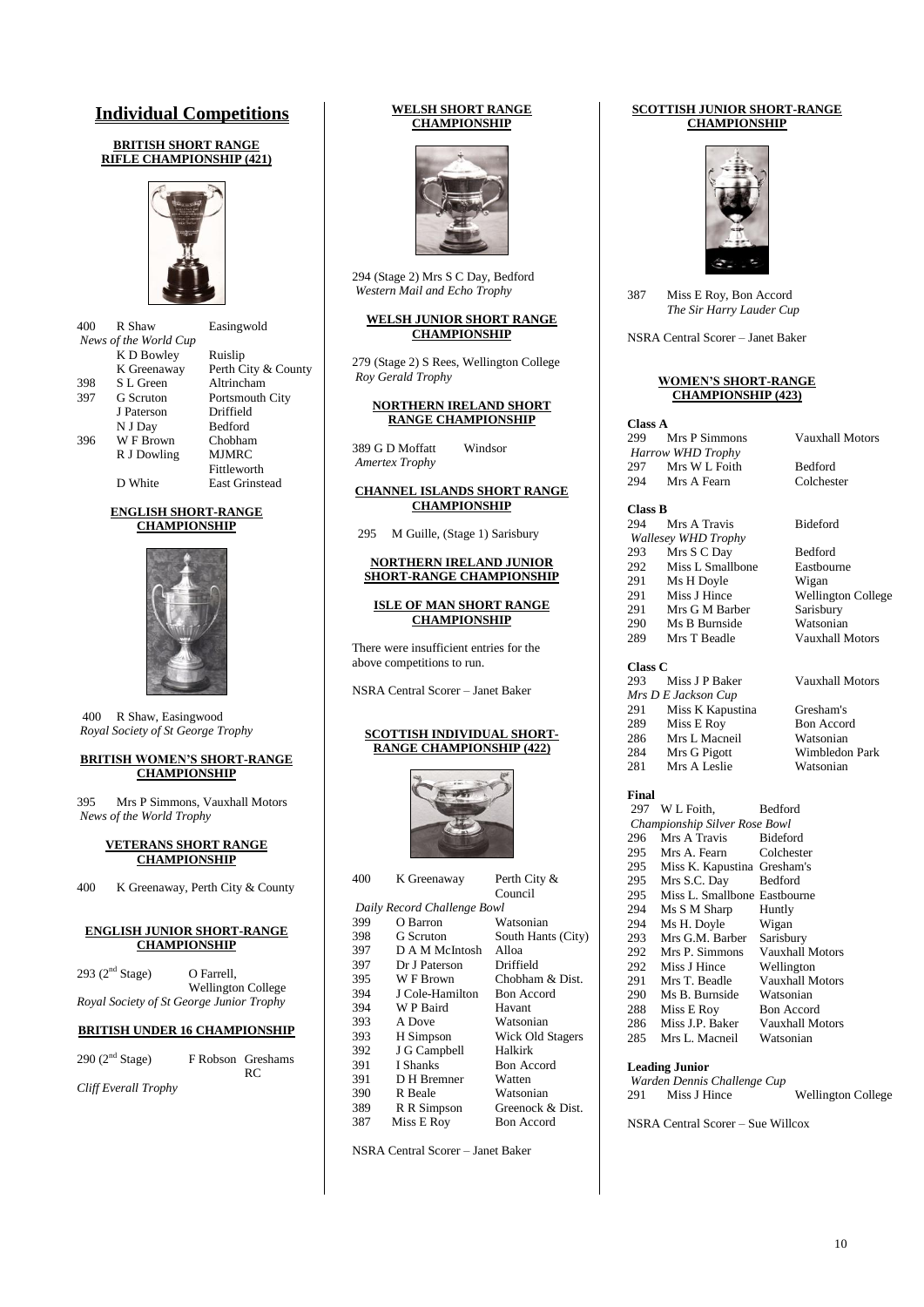# Individual Competitions

### BRITISH SHORT RANGE RIFLE CHAMPIONSHIP (421)

| | | |
|---|---|---|
| 400 | R Shaw | Easingwold |
| *News of the World Cup* | | |
| | K D Bowley | Ruislip |
| | K Greenaway | Perth City & County |
| 398 | S L Green | Altrincham |
| 397 | G Scruton | Portsmouth City |
| | J Paterson | Driffield |
| | N J Day | Bedford |
| 396 | W F Brown | Chobham |
| | R J Dowling | MJMRC Fittleworth |
| | D White | East Grinstead |

### ENGLISH SHORT-RANGE CHAMPIONSHIP

400 R Shaw, Easingwood
*Royal Society of St George Trophy*

### BRITISH WOMEN'S SHORT-RANGE CHAMPIONSHIP

395 Mrs P Simmons, Vauxhall Motors
*News of the World Trophy*

### VETERANS SHORT RANGE CHAMPIONSHIP

400 K Greenaway, Perth City & County

### ENGLISH JUNIOR SHORT-RANGE CHAMPIONSHIP

293 (2nd Stage) O Farrell, Wellington College
*Royal Society of St George Junior Trophy*

### BRITISH UNDER 16 CHAMPIONSHIP

290 (2nd Stage) F Robson Greshams RC
*Cliff Everall Trophy*

### WELSH SHORT RANGE CHAMPIONSHIP

294 (Stage 2) Mrs S C Day, Bedford
*Western Mail and Echo Trophy*

### WELSH JUNIOR SHORT RANGE CHAMPIONSHIP

279 (Stage 2) S Rees, Wellington College
*Roy Gerald Trophy*

### NORTHERN IRELAND SHORT RANGE CHAMPIONSHIP

389 G D Moffatt Windsor
*Amertex Trophy*

### CHANNEL ISLANDS SHORT RANGE CHAMPIONSHIP

295 M Guille, (Stage 1) Sarisbury

### NORTHERN IRELAND JUNIOR SHORT-RANGE CHAMPIONSHIP

### ISLE OF MAN SHORT RANGE CHAMPIONSHIP

There were insufficient entries for the above competitions to run.

NSRA Central Scorer – Janet Baker

### SCOTTISH INDIVIDUAL SHORT-RANGE CHAMPIONSHIP (422)

| | | |
|---|---|---|
| 400 | K Greenaway | Perth City & Council |
| *Daily Record Challenge Bowl* | | |
| 399 | O Barron | Watsonian |
| 398 | G Scruton | South Hants (City) |
| 397 | D A M McIntosh | Alloa |
| 397 | Dr J Paterson | Driffield |
| 395 | W F Brown | Chobham & Dist. |
| 394 | J Cole-Hamilton | Bon Accord |
| 394 | W P Baird | Havant |
| 393 | A Dove | Watsonian |
| 393 | H Simpson | Wick Old Stagers |
| 392 | J G Campbell | Halkirk |
| 391 | I Shanks | Bon Accord |
| 391 | D H Bremner | Watten |
| 390 | R Beale | Watsonian |
| 389 | R R Simpson | Greenock & Dist. |
| 387 | Miss E Roy | Bon Accord |

NSRA Central Scorer – Janet Baker

### SCOTTISH JUNIOR SHORT-RANGE CHAMPIONSHIP

387 Miss E Roy, Bon Accord
*The Sir Harry Lauder Cup*

NSRA Central Scorer – Janet Baker

### WOMEN'S SHORT-RANGE CHAMPIONSHIP (423)

**Class A**

| | | |
|---|---|---|
| 299 | Mrs P Simmons | Vauxhall Motors |
| *Harrow WHD Trophy* | | |
| 297 | Mrs W L Foith | Bedford |
| 294 | Mrs A Fearn | Colchester |

**Class B**

| | | |
|---|---|---|
| 294 | Mrs A Travis | Bideford |
| *Wallesey WHD Trophy* | | |
| 293 | Mrs S C Day | Bedford |
| 292 | Miss L Smallbone | Eastbourne |
| 291 | Ms H Doyle | Wigan |
| 291 | Miss J Hince | Wellington College |
| 291 | Mrs G M Barber | Sarisbury |
| 290 | Ms B Burnside | Watsonian |
| 289 | Mrs T Beadle | Vauxhall Motors |

**Class C**

| | | |
|---|---|---|
| 293 | Miss J P Baker | Vauxhall Motors |
| *Mrs D E Jackson Cup* | | |
| 291 | Miss K Kapustina | Gresham's |
| 289 | Miss E Roy | Bon Accord |
| 286 | Mrs L Macneil | Watsonian |
| 284 | Mrs G Pigott | Wimbledon Park |
| 281 | Mrs A Leslie | Watsonian |

**Final**

| | | |
|---|---|---|
| 297 | W L Foith, | Bedford |
| *Championship Silver Rose Bowl* | | |
| 296 | Mrs A Travis | Bideford |
| 295 | Mrs A. Fearn | Colchester |
| 295 | Miss K. Kapustina | Gresham's |
| 295 | Mrs S.C. Day | Bedford |
| 295 | Miss L. Smallbone | Eastbourne |
| 294 | Ms S M Sharp | Huntly |
| 294 | Ms H. Doyle | Wigan |
| 293 | Mrs G.M. Barber | Sarisbury |
| 292 | Mrs P. Simmons | Vauxhall Motors |
| 292 | Miss J Hince | Wellington |
| 291 | Mrs T. Beadle | Vauxhall Motors |
| 290 | Ms B. Burnside | Watsonian |
| 288 | Miss E Roy | Bon Accord |
| 286 | Miss J.P. Baker | Vauxhall Motors |
| 285 | Mrs L. Macneil | Watsonian |

**Leading Junior**

*Warden Dennis Challenge Cup*
291 Miss J Hince Wellington College

NSRA Central Scorer – Sue Willcox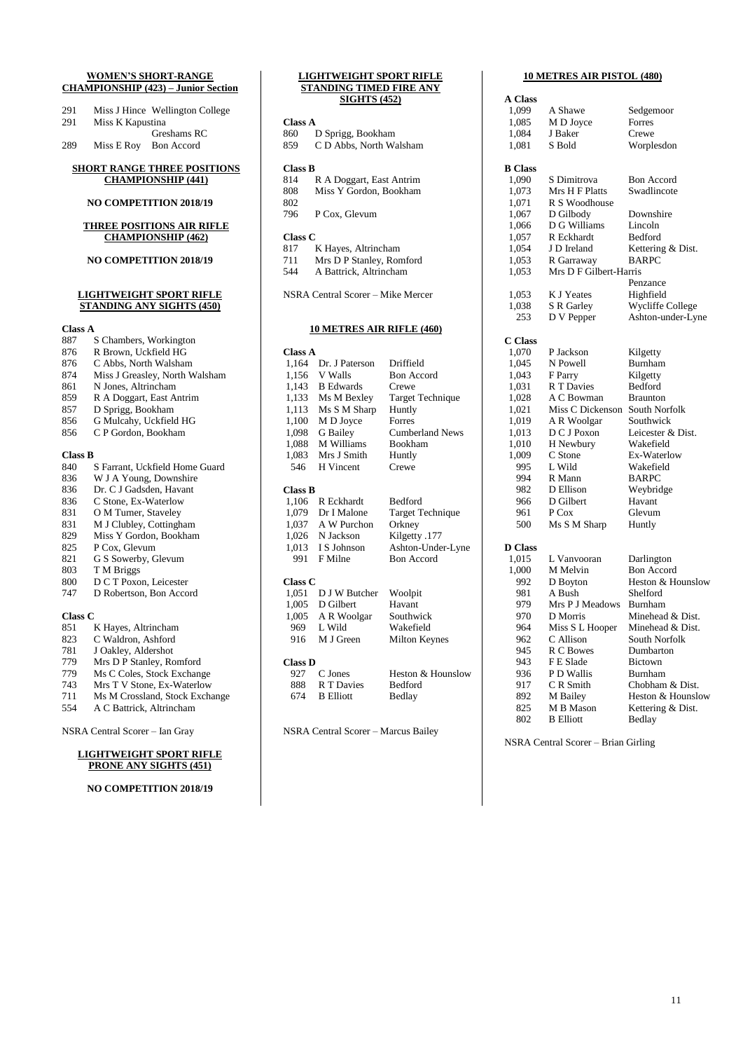**WOMEN'S SHORT-RANGE CHAMPIONSHIP (423) – Junior Section**

| | | |
|---|---|---|
| 291 | Miss J Hince | Wellington College |
| 291 | Miss K Kapustina | Greshams RC |
| 289 | Miss E Roy | Bon Accord |

**SHORT RANGE THREE POSITIONS CHAMPIONSHIP (441)**

**NO COMPETITION 2018/19**

**THREE POSITIONS AIR RIFLE CHAMPIONSHIP (462)**

**NO COMPETITION 2018/19**

**LIGHTWEIGHT SPORT RIFLE STANDING ANY SIGHTS (450)**

**Class A**

| | |
|---|---|
| 887 | S Chambers, Workington |
| 876 | R Brown, Uckfield HG |
| 876 | C Abbs, North Walsham |
| 874 | Miss J Greasley, North Walsham |
| 861 | N Jones, Altrincham |
| 859 | R A Doggart, East Antrim |
| 857 | D Sprigg, Bookham |
| 856 | G Mulcahy, Uckfield HG |
| 856 | C P Gordon, Bookham |

**Class B**

| | |
|---|---|
| 840 | S Farrant, Uckfield Home Guard |
| 836 | W J A Young, Downshire |
| 836 | Dr. C J Gadsden, Havant |
| 836 | C Stone, Ex-Waterlow |
| 831 | O M Turner, Staveley |
| 831 | M J Clubley, Cottingham |
| 829 | Miss Y Gordon, Bookham |
| 825 | P Cox, Glevum |
| 821 | G S Sowerby, Glevum |
| 803 | T M Briggs |
| 800 | D C T Poxon, Leicester |
| 747 | D Robertson, Bon Accord |

**Class C**

| | |
|---|---|
| 851 | K Hayes, Altrincham |
| 823 | C Waldron, Ashford |
| 781 | J Oakley, Aldershot |
| 779 | Mrs D P Stanley, Romford |
| 779 | Ms C Coles, Stock Exchange |
| 743 | Mrs T V Stone, Ex-Waterlow |
| 711 | Ms M Crossland, Stock Exchange |
| 554 | A C Battrick, Altrincham |

NSRA Central Scorer – Ian Gray

**LIGHTWEIGHT SPORT RIFLE PRONE ANY SIGHTS (451)**

**NO COMPETITION 2018/19**

**LIGHTWEIGHT SPORT RIFLE STANDING TIMED FIRE ANY SIGHTS (452)**

**Class A**

| | |
|---|---|
| 860 | D Sprigg, Bookham |
| 859 | C D Abbs, North Walsham |

**Class B**

| | |
|---|---|
| 814 | R A Doggart, East Antrim |
| 808 | Miss Y Gordon, Bookham |
| 802 | |
| 796 | P Cox, Glevum |

**Class C**

| | |
|---|---|
| 817 | K Hayes, Altrincham |
| 711 | Mrs D P Stanley, Romford |
| 544 | A Battrick, Altrincham |

NSRA Central Scorer – Mike Mercer

**10 METRES AIR RIFLE (460)**

**Class A**

| | | |
|---|---|---|
| 1,164 | Dr. J Paterson | Driffield |
| 1,156 | V Walls | Bon Accord |
| 1,143 | B Edwards | Crewe |
| 1,133 | Ms M Bexley | Target Technique |
| 1,113 | Ms S M Sharp | Huntly |
| 1,100 | M D Joyce | Forres |
| 1,098 | G Bailey | Cumberland News |
| 1,088 | M Williams | Bookham |
| 1,083 | Mrs J Smith | Huntly |
| 546 | H Vincent | Crewe |

**Class B**

| | | |
|---|---|---|
| 1,106 | R Eckhardt | Bedford |
| 1,079 | Dr I Malone | Target Technique |
| 1,037 | A W Purchon | Orkney |
| 1,026 | N Jackson | Kilgetty .177 |
| 1,013 | I S Johnson | Ashton-Under-Lyne |
| 991 | F Milne | Bon Accord |

**Class C**

| | | |
|---|---|---|
| 1,051 | D J W Butcher | Woolpit |
| 1,005 | D Gilbert | Havant |
| 1,005 | A R Woolgar | Southwick |
| 969 | L Wild | Wakefield |
| 916 | M J Green | Milton Keynes |

**Class D**

| | | |
|---|---|---|
| 927 | C Jones | Heston & Hounslow |
| 888 | R T Davies | Bedford |
| 674 | B Elliott | Bedlay |

NSRA Central Scorer – Marcus Bailey

**10 METRES AIR PISTOL (480)**

**A Class**

| | | |
|---|---|---|
| 1,099 | A Shawe | Sedgemoor |
| 1,085 | M D Joyce | Forres |
| 1,084 | J Baker | Crewe |
| 1,081 | S Bold | Worplesdon |

**B Class**

| | | |
|---|---|---|
| 1,090 | S Dimitrova | Bon Accord |
| 1,073 | Mrs H F Platts | Swadlincote |
| 1,071 | R S Woodhouse | |
| 1,067 | D Gilbody | Downshire |
| 1,066 | D G Williams | Lincoln |
| 1,057 | R Eckhardt | Bedford |
| 1,054 | J D Ireland | Kettering & Dist. |
| 1,053 | R Garraway | BARPC |
| 1,053 | Mrs D F Gilbert-Harris | Penzance |
| 1,053 | K J Yeates | Highfield |
| 1,038 | S R Garley | Wycliffe College |
| 253 | D V Pepper | Ashton-under-Lyne |

**C Class**

| | | |
|---|---|---|
| 1,070 | P Jackson | Kilgetty |
| 1,045 | N Powell | Burnham |
| 1,043 | F Parry | Kilgetty |
| 1,031 | R T Davies | Bedford |
| 1,028 | A C Bowman | Braunton |
| 1,021 | Miss C Dickenson | South Norfolk |
| 1,019 | A R Woolgar | Southwick |
| 1,013 | D C J Poxon | Leicester & Dist. |
| 1,010 | H Newbury | Wakefield |
| 1,009 | C Stone | Ex-Waterlow |
| 995 | L Wild | Wakefield |
| 994 | R Mann | BARPC |
| 982 | D Ellison | Weybridge |
| 966 | D Gilbert | Havant |
| 961 | P Cox | Glevum |
| 500 | Ms S M Sharp | Huntly |

**D Class**

| | | |
|---|---|---|
| 1,015 | L Vanvooran | Darlington |
| 1,000 | M Melvin | Bon Accord |
| 992 | D Boyton | Heston & Hounslow |
| 981 | A Bush | Shelford |
| 979 | Mrs P J Meadows | Burnham |
| 970 | D Morris | Minehead & Dist. |
| 964 | Miss S L Hooper | Minehead & Dist. |
| 962 | C Allison | South Norfolk |
| 945 | R C Bowes | Dumbarton |
| 943 | F E Slade | Bictown |
| 936 | P D Wallis | Burnham |
| 917 | C R Smith | Chobham & Dist. |
| 892 | M Bailey | Heston & Hounslow |
| 825 | M B Mason | Kettering & Dist. |
| 802 | B Elliott | Bedlay |

NSRA Central Scorer – Brian Girling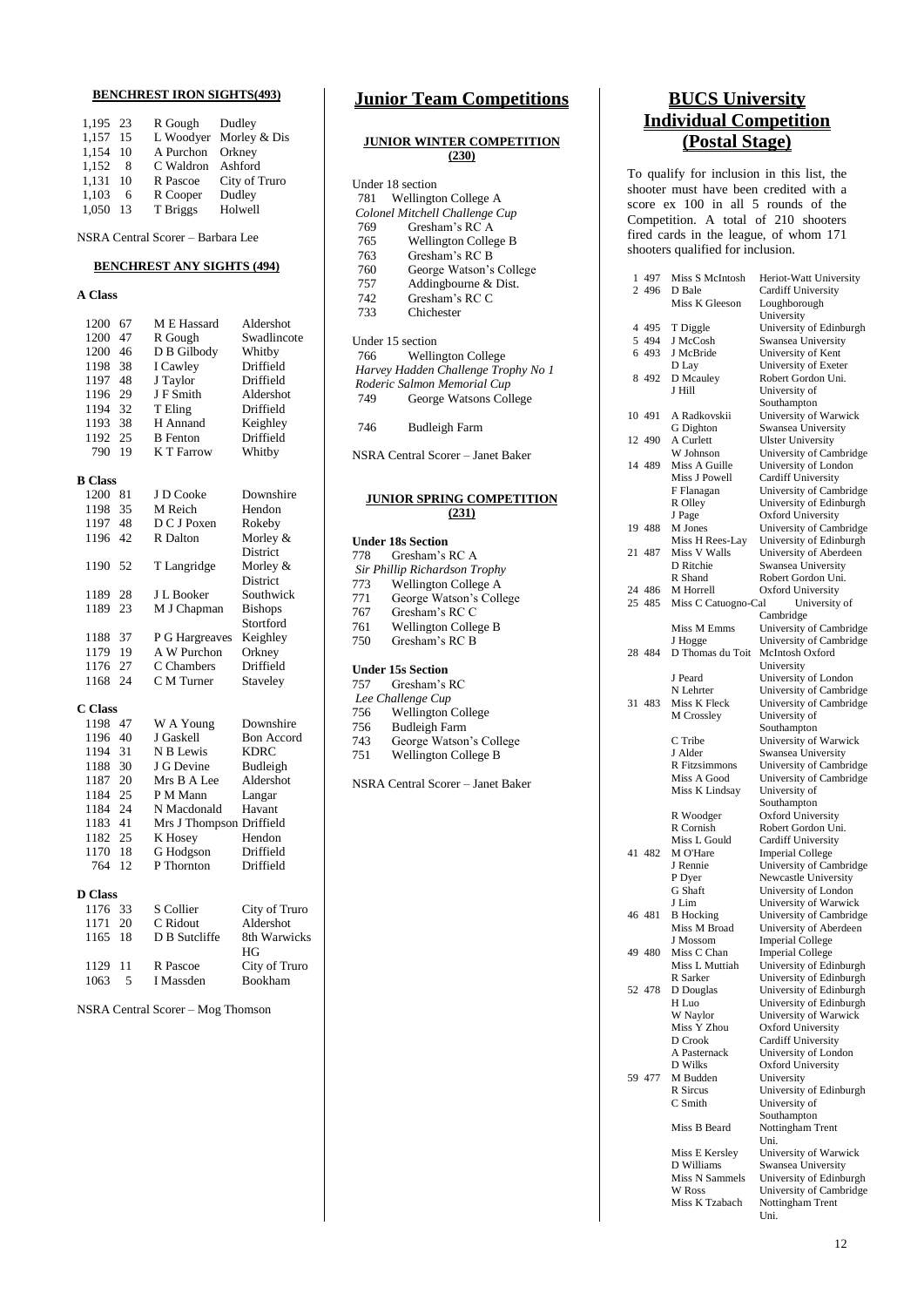### BENCHREST IRON SIGHTS(493)

| Score | X | Name | Club |
|---|---|---|---|
| 1,195 | 23 | R Gough | Dudley |
| 1,157 | 15 | L Woodyer | Morley & Dis |
| 1,154 | 10 | A Purchon | Orkney |
| 1,152 | 8 | C Waldron | Ashford |
| 1,131 | 10 | R Pascoe | City of Truro |
| 1,103 | 6 | R Cooper | Dudley |
| 1,050 | 13 | T Briggs | Holwell |

NSRA Central Scorer – Barbara Lee

### BENCHREST ANY SIGHTS (494)

**A Class**

| Score | X | Name | Club |
|---|---|---|---|
| 1200 | 67 | M E Hassard | Aldershot |
| 1200 | 47 | R Gough | Swadlincote |
| 1200 | 46 | D B Gilbody | Whitby |
| 1198 | 38 | I Cawley | Driffield |
| 1197 | 48 | J Taylor | Driffield |
| 1196 | 29 | J F Smith | Aldershot |
| 1194 | 32 | T Eling | Driffield |
| 1193 | 38 | H Annand | Keighley |
| 1192 | 25 | B Fenton | Driffield |
| 790 | 19 | K T Farrow | Whitby |

**B Class**

| Score | X | Name | Club |
|---|---|---|---|
| 1200 | 81 | J D Cooke | Downshire |
| 1198 | 35 | M Reich | Hendon |
| 1197 | 48 | D C J Poxen | Rokeby |
| 1196 | 42 | R Dalton | Morley & District |
| 1190 | 52 | T Langridge | Morley & District |
| 1189 | 28 | J L Booker | Southwick |
| 1189 | 23 | M J Chapman | Bishops Stortford |
| 1188 | 37 | P G Hargreaves | Keighley |
| 1179 | 19 | A W Purchon | Orkney |
| 1176 | 27 | C Chambers | Driffield |
| 1168 | 24 | C M Turner | Staveley |

**C Class**

| Score | X | Name | Club |
|---|---|---|---|
| 1198 | 47 | W A Young | Downshire |
| 1196 | 40 | J Gaskell | Bon Accord |
| 1194 | 31 | N B Lewis | KDRC |
| 1188 | 30 | J G Devine | Budleigh |
| 1187 | 20 | Mrs B A Lee | Aldershot |
| 1184 | 25 | P M Mann | Langar |
| 1184 | 24 | N Macdonald | Havant |
| 1183 | 41 | Mrs J Thompson | Driffield |
| 1182 | 25 | K Hosey | Hendon |
| 1170 | 18 | G Hodgson | Driffield |
| 764 | 12 | P Thornton | Driffield |

**D Class**

| Score | X | Name | Club |
|---|---|---|---|
| 1176 | 33 | S Collier | City of Truro |
| 1171 | 20 | C Ridout | Aldershot |
| 1165 | 18 | D B Sutcliffe | 8th Warwicks HG |
| 1129 | 11 | R Pascoe | City of Truro |
| 1063 | 5 | I Massden | Bookham |

NSRA Central Scorer – Mog Thomson

## Junior Team Competitions

### JUNIOR WINTER COMPETITION (230)

Under 18 section

| Score | Team |
|---|---|
| 781 | Wellington College A |
| | *Colonel Mitchell Challenge Cup* |
| 769 | Gresham's RC A |
| 765 | Wellington College B |
| 763 | Gresham's RC B |
| 760 | George Watson's College |
| 757 | Addingbourne & Dist. |
| 742 | Gresham's RC C |
| 733 | Chichester |

Under 15 section

| Score | Team |
|---|---|
| 766 | Wellington College |
| | *Harvey Hadden Challenge Trophy No 1* |
| | *Roderic Salmon Memorial Cup* |
| 749 | George Watsons College |
| 746 | Budleigh Farm |

NSRA Central Scorer – Janet Baker

### JUNIOR SPRING COMPETITION (231)

**Under 18s Section**

| Score | Team |
|---|---|
| 778 | Gresham's RC A |
| | *Sir Phillip Richardson Trophy* |
| 773 | Wellington College A |
| 771 | George Watson's College |
| 767 | Gresham's RC C |
| 761 | Wellington College B |
| 750 | Gresham's RC B |

**Under 15s Section**

| Score | Team |
|---|---|
| 757 | Gresham's RC |
| | *Lee Challenge Cup* |
| 756 | Wellington College |
| 756 | Budleigh Farm |
| 743 | George Watson's College |
| 751 | Wellington College B |

NSRA Central Scorer – Janet Baker

## BUCS University Individual Competition (Postal Stage)

To qualify for inclusion in this list, the shooter must have been credited with a score ex 100 in all 5 rounds of the Competition. A total of 210 shooters fired cards in the league, of whom 171 shooters qualified for inclusion.

| Pos | Score | Name | University |
|---|---|---|---|
| 1 | 497 | Miss S McIntosh | Heriot-Watt University |
| 2 | 496 | D Bale | Cardiff University |
| | | Miss K Gleeson | Loughborough University |
| 4 | 495 | T Diggle | University of Edinburgh |
| 5 | 494 | J McCosh | Swansea University |
| 6 | 493 | J McBride | University of Kent |
| | | D Lay | University of Exeter |
| 8 | 492 | D Mcauley | Robert Gordon Uni. |
| | | J Hill | University of Southampton |
| 10 | 491 | A Radkovskii | University of Warwick |
| | | G Dighton | Swansea University |
| 12 | 490 | A Curlett | Ulster University |
| | | W Johnson | University of Cambridge |
| 14 | 489 | Miss A Guille | University of London |
| | | Miss J Powell | Cardiff University |
| | | F Flanagan | University of Cambridge |
| | | R Olley | University of Edinburgh |
| | | J Page | Oxford University |
| 19 | 488 | M Jones | University of Cambridge |
| | | Miss H Rees-Lay | University of Edinburgh |
| 21 | 487 | Miss V Walls | University of Aberdeen |
| | | D Ritchie | Swansea University |
| | | R Shand | Robert Gordon Uni. |
| 24 | 486 | M Horrell | Oxford University |
| 25 | 485 | Miss C Catuogno-Cal | University of Cambridge |
| | | Miss M Emms | University of Cambridge |
| | | J Hogge | University of Cambridge |
| 28 | 484 | D Thomas du Toit | McIntosh Oxford University |
| | | J Peard | University of London |
| | | N Lehrter | University of Cambridge |
| 31 | 483 | Miss K Fleck | University of Cambridge |
| | | M Crossley | University of Southampton |
| | | C Tribe | University of Warwick |
| | | J Alder | Swansea University |
| | | R Fitzsimmons | University of Cambridge |
| | | Miss A Good | University of Cambridge |
| | | Miss K Lindsay | University of Southampton |
| | | R Woodger | Oxford University |
| | | R Cornish | Robert Gordon Uni. |
| | | Miss L Gould | Cardiff University |
| 41 | 482 | M O'Hare | Imperial College |
| | | J Rennie | University of Cambridge |
| | | P Dyer | Newcastle University |
| | | G Shaft | University of London |
| | | J Lim | University of Warwick |
| 46 | 481 | B Hocking | University of Cambridge |
| | | Miss M Broad | University of Aberdeen |
| | | J Mossom | Imperial College |
| 49 | 480 | Miss C Chan | Imperial College |
| | | Miss L Muttiah | University of Edinburgh |
| | | R Sarker | University of Edinburgh |
| 52 | 478 | D Douglas | University of Edinburgh |
| | | H Luo | University of Edinburgh |
| | | W Naylor | University of Warwick |
| | | Miss Y Zhou | Oxford University |
| | | D Crook | Cardiff University |
| | | A Pasternack | University of London |
| | | D Wilks | Oxford University |
| 59 | 477 | M Budden | University |
| | | R Sircus | University of Edinburgh |
| | | C Smith | University of Southampton |
| | | Miss B Beard | Nottingham Trent Uni. |
| | | Miss E Kersley | University of Warwick |
| | | D Williams | Swansea University |
| | | Miss N Sammels | University of Edinburgh |
| | | W Ross | University of Cambridge |
| | | Miss K Tzabach | Nottingham Trent Uni. |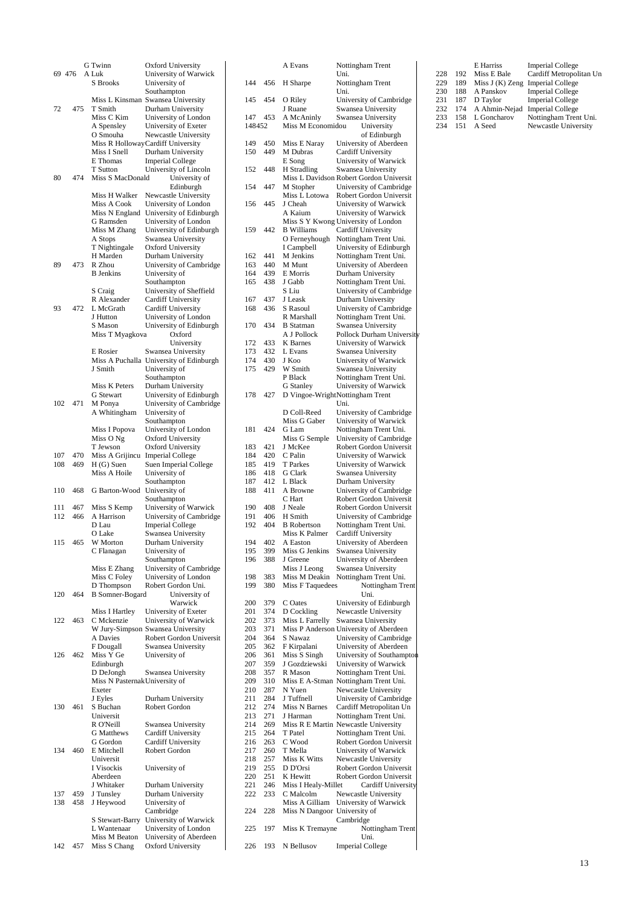| Rank | Score | Name | University |
|---|---|---|---|
| | | G Twinn | Oxford University |
| 69 | 476 | A Luk | University of Warwick |
| | | S Brooks | University of Southampton |
| | | Miss L Kinsman | Swansea University |
| 72 | 475 | T Smith | Durham University |
| | | Miss C Kim | University of London |
| | | A Spensley | University of Exeter |
| | | O Smouha | Newcastle University |
| | | Miss R Holloway | Cardiff University |
| | | Miss I Snell | Durham University |
| | | E Thomas | Imperial College |
| | | T Sutton | University of Lincoln |
| 80 | 474 | Miss S MacDonald | University of Edinburgh |
| | | Miss H Walker | Newcastle University |
| | | Miss A Cook | University of London |
| | | Miss N England | University of Edinburgh |
| | | G Ramsden | University of London |
| | | Miss M Zhang | University of Edinburgh |
| | | A Stops | Swansea University |
| | | T Nightingale | Oxford University |
| | | H Marden | Durham University |
| 89 | 473 | R Zhou | University of Cambridge |
| | | B Jenkins | University of Southampton |
| | | S Craig | University of Sheffield |
| | | R Alexander | Cardiff University |
| 93 | 472 | L McGrath | Cardiff University |
| | | J Hutton | University of London |
| | | S Mason | University of Edinburgh |
| | | Miss T Myagkova | Oxford University |
| | | E Rosier | Swansea University |
| | | Miss A Puchalla | University of Edinburgh |
| | | J Smith | University of Southampton |
| | | Miss K Peters | Durham University |
| | | G Stewart | University of Edinburgh |
| 102 | 471 | M Ponya | University of Cambridge |
| | | A Whitingham | University of Southampton |
| | | Miss I Popova | University of London |
| | | Miss O Ng | Oxford University |
| | | T Jewson | Oxford University |
| 107 | 470 | Miss A Grijincu | Imperial College |
| 108 | 469 | H (G) Suen | Suen Imperial College |
| | | Miss A Hoile | University of Southampton |
| 110 | 468 | G Barton-Wood | University of Southampton |
| 111 | 467 | Miss S Kemp | University of Warwick |
| 112 | 466 | A Harrison | University of Cambridge |
| | | D Lau | Imperial College |
| | | O Lake | Swansea University |
| 115 | 465 | W Morton | Durham University |
| | | C Flanagan | University of Southampton |
| | | Miss E Zhang | University of Cambridge |
| | | Miss C Foley | University of London |
| | | D Thompson | Robert Gordon Uni. |
| 120 | 464 | B Somner-Bogard | University of Warwick |
| | | Miss I Hartley | University of Exeter |
| 122 | 463 | C Mckenzie | University of Warwick |
| | | W Jury-Simpson | Swansea University |
| | | A Davies | Robert Gordon Universit |
| | | F Dougall | Swansea University |
| 126 | 462 | Miss Y Ge | University of Edinburgh |
| | | D DeJongh | Swansea University |
| | | Miss N Pasternak | University of Exeter |
| | | J Eyles | Durham University |
| 130 | 461 | S Buchan | Robert Gordon Universit |
| | | R O'Neill | Swansea University |
| | | G Matthews | Cardiff University |
| | | G Gordon | Cardiff University |
| 134 | 460 | E Mitchell | Robert Gordon Universit |
| | | I Visockis | University of Aberdeen |
| | | J Whitaker | Durham University |
| 137 | 459 | J Tunsley | Durham University |
| 138 | 458 | J Heywood | University of Cambridge |
| | | S Stewart-Barry | University of Warwick |
| | | L Wantenaar | University of London |
| | | Miss M Beaton | University of Aberdeen |
| 142 | 457 | Miss S Chang | Oxford University |
| | | A Evans | Nottingham Trent Uni. |
| 144 | 456 | H Sharpe | Nottingham Trent Uni. |
| 145 | 454 | O Riley | University of Cambridge |
| | | J Ruane | Swansea University |
| 147 | 453 | A McAninly | Swansea University |
| 148 | 452 | Miss M Economidou | University of Edinburgh |
| 149 | 450 | Miss E Naray | University of Aberdeen |
| 150 | 449 | M Dubras | Cardiff University |
| | | E Song | University of Warwick |
| 152 | 448 | H Stradling | Swansea University |
| | | Miss L Davidson | Robert Gordon Universit |
| 154 | 447 | M Stopher | University of Cambridge |
| | | Miss L Lotowa | Robert Gordon Universit |
| 156 | 445 | J Cheah | University of Warwick |
| | | A Kaium | University of Warwick |
| | | Miss S Y Kwong | University of London |
| 159 | 442 | B Williams | Cardiff University |
| | | O Ferneyhough | Nottingham Trent Uni. |
| | | I Campbell | University of Edinburgh |
| 162 | 441 | M Jenkins | Nottingham Trent Uni. |
| 163 | 440 | M Munt | University of Aberdeen |
| 164 | 439 | E Morris | Durham University |
| 165 | 438 | J Gabb | Nottingham Trent Uni. |
| | | S Liu | University of Cambridge |
| 167 | 437 | J Leask | Durham University |
| 168 | 436 | S Rasoul | University of Cambridge |
| | | R Marshall | Nottingham Trent Uni. |
| 170 | 434 | B Statman | Swansea University |
| | | A J Pollock | Pollock Durham University |
| 172 | 433 | K Barnes | University of Warwick |
| 173 | 432 | L Evans | Swansea University |
| 174 | 430 | J Koo | University of Warwick |
| 175 | 429 | W Smith | Swansea University |
| | | P Black | Nottingham Trent Uni. |
| | | G Stanley | University of Warwick |
| 178 | 427 | D Vingoe-Wright | Nottingham Trent Uni. |
| | | D Coll-Reed | University of Cambridge |
| | | Miss G Gaber | University of Warwick |
| 181 | 424 | G Lam | Nottingham Trent Uni. |
| | | Miss G Semple | University of Cambridge |
| 183 | 421 | J McKee | Robert Gordon Universit |
| 184 | 420 | C Palin | University of Warwick |
| 185 | 419 | T Parkes | University of Warwick |
| 186 | 418 | G Clark | Swansea University |
| 187 | 412 | L Black | Durham University |
| 188 | 411 | A Browne | University of Cambridge |
| | | C Hart | Robert Gordon Universit |
| 190 | 408 | J Neale | Robert Gordon Universit |
| 191 | 406 | H Smith | University of Cambridge |
| 192 | 404 | B Robertson | Nottingham Trent Uni. |
| | | Miss K Palmer | Cardiff University |
| 194 | 402 | A Easton | University of Aberdeen |
| 195 | 399 | Miss G Jenkins | Swansea University |
| 196 | 388 | J Greene | University of Aberdeen |
| | | Miss J Leong | Swansea University |
| 198 | 383 | Miss M Deakin | Nottingham Trent Uni. |
| 199 | 380 | Miss F Taquedees | Nottingham Trent Uni. |
| 200 | 379 | C Oates | University of Edinburgh |
| 201 | 374 | D Cockling | Newcastle University |
| 202 | 373 | Miss L Farrelly | Swansea University |
| 203 | 371 | Miss P Anderson | University of Aberdeen |
| 204 | 364 | S Nawaz | University of Cambridge |
| 205 | 362 | F Kirpalani | University of Aberdeen |
| 206 | 361 | Miss S Singh | University of Southampton |
| 207 | 359 | J Gozdziewski | University of Warwick |
| 208 | 357 | R Mason | Nottingham Trent Uni. |
| 209 | 310 | Miss E A-Stman | Nottingham Trent Uni. |
| 210 | 287 | N Yuen | Newcastle University |
| 211 | 284 | J Tuffnell | University of Cambridge |
| 212 | 274 | Miss N Barnes | Cardiff Metropolitan Un |
| 213 | 271 | J Harman | Nottingham Trent Uni. |
| 214 | 269 | Miss R E Martin | Newcastle University |
| 215 | 264 | T Patel | Nottingham Trent Uni. |
| 216 | 263 | C Wood | Robert Gordon Universit |
| 217 | 260 | T Mella | University of Warwick |
| 218 | 257 | Miss K Witts | Newcastle University |
| 219 | 255 | D D'Orsi | Robert Gordon Universit |
| 220 | 251 | K Hewitt | Robert Gordon Universit |
| 221 | 246 | Miss I Healy-Millet | Cardiff University |
| 222 | 233 | C Malcolm | Newcastle University |
| | | Miss A Gilliam | University of Warwick |
| 224 | 228 | Miss N Dangoor | University of Cambridge |
| 225 | 197 | Miss K Tremayne | Nottingham Trent Uni. |
| 226 | 193 | N Bellusov | Imperial College |
| | | E Harriss | Imperial College |
| 228 | 192 | Miss E Bale | Cardiff Metropolitan Un |
| 229 | 189 | Miss J (K) Zeng | Imperial College |
| 230 | 188 | A Panskov | Imperial College |
| 231 | 187 | D Taylor | Imperial College |
| 232 | 174 | A Ahmin-Nejad | Imperial College |
| 233 | 158 | L Goncharov | Nottingham Trent Uni. |
| 234 | 151 | A Seed | Newcastle University |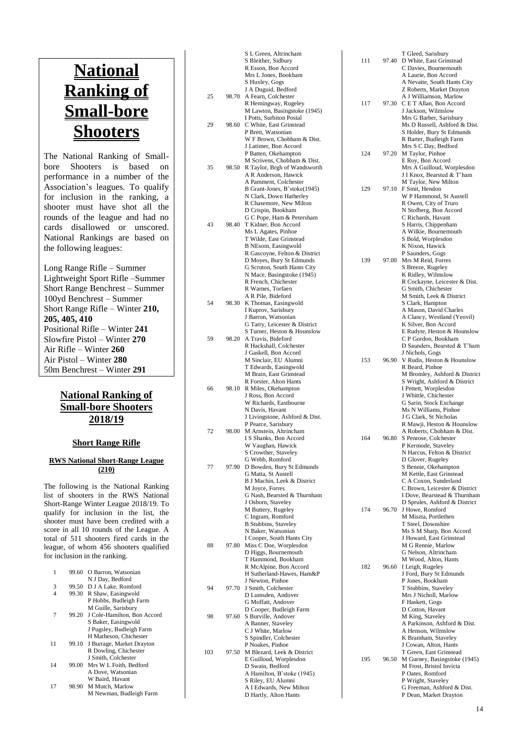# National Ranking of Small-bore Shooters

The National Ranking of Small-bore Shooters is based on performance in a number of the Association's leagues. To qualify for inclusion in the ranking, a shooter must have shot all the rounds of the league and had no cards disallowed or unscored. National Rankings are based on the following leagues:

Long Range Rifle – Summer
Lightweight Sport Rifle –Summer
Short Range Benchrest – Summer
100yd Benchrest – Summer
Short Range Rifle – Winter **210, 205, 405, 410**
Positional Rifle – Winter **241**
Slowfire Pistol – Winter **270**
Air Rifle – Winter **260**
Air Pistol – Winter **280**
50m Benchrest – Winter **291**

## National Ranking of Small-bore Shooters 2018/19

### Short Range Rifle

#### RWS National Short-Range League (210)

The following is the National Ranking list of shooters in the RWS National Short-Range Winter League 2018/19. To qualify for inclusion in the list, the shooter must have been credited with a score in all 10 rounds of the League. A total of 511 shooters fired cards in the league, of whom 456 shooters qualified for inclusion in the ranking.

| Rank | Score | Name, Club |
|---|---|---|
| 1 | 99.60 | O Barron, Watsonian |
| | | N J Day, Bedford |
| 3 | 99.50 | D J A Lake, Romford |
| 4 | 99.30 | R Shaw, Easingwold |
| | | P Hobbs, Budleigh Farm |
| | | M Guille, Sarisbury |
| 7 | 99.20 | J Cole-Hamilton, Bon Accord |
| | | S Baker, Easingwold |
| | | J Pugsley, Budleigh Farm |
| | | H Matheson, Chichester |
| 11 | 99.10 | J Burrage, Market Drayton |
| | | R Dowling, Chichester |
| | | J Smith, Colchester |
| 14 | 99.00 | Mrs W L Foith, Bedford |
| | | A Dove, Watsonian |
| | | W Baird, Havant |
| 17 | 98.90 | M Mutch, Marlow |
| | | M Newman, Budleigh Farm |
| | | S L Green, Altrincham |
| | | S Bleither, Sidbury |
| | | R Esson, Bon Accord |
| | | Mrs L Jones, Bookham |
| | | S Huxley, Gogs |
| | | J A Duguid, Bedford |
| 25 | 98.70 | A Fearn, Colchester |
| | | R Hemingway, Rugeley |
| | | M Lawton, Basingstoke (1945) |
| | | I Potts, Surbiton Postal |
| 29 | 98.60 | C White, East Grinstead |
| | | P Brett, Watsonian |
| | | W F Brown, Chobham & Dist. |
| | | J Latimer, Bon Accord |
| | | P Batten, Okehampton |
| | | M Scrivens, Chobham & Dist. |
| 35 | 98.50 | R Taylor, Brgh of Wandsworth |
| | | A R Anderson, Hawick |
| | | A Pamment, Colchester |
| | | B Grant-Jones, B'stoke(1945) |
| | | N Clark, Down Hatherley |
| | | R Chasemore, New Milton |
| | | D Crispin, Bookham |
| | | G C Pope, Ham & Petersham |
| 43 | 98.40 | T Kidner, Bon Accord |
| | | Ms L Agates, Pinhoe |
| | | T Wilde, East Grinstead |
| | | B NEsom, Easingwold |
| | | R Gascoyne, Felton & District |
| | | D Moyes, Bury St Edmunds |
| | | G Scruton, South Hants City |
| | | N Mace, Basingstoke (1945) |
| | | R French, Chichester |
| | | R Warnes, Torfaen |
| | | A R Pile, Bideford |
| 54 | 98.30 | K Thomas, Easingwold |
| | | I Kuprov, Sarisbury |
| | | J Barron, Watsonian |
| | | G Tarry, Leicester & District |
| | | S Turner, Heston & Hounslow |
| 59 | 98.20 | A Travis, Bideford |
| | | R Hackshall, Colchester |
| | | J Gaskell, Bon Accord |
| | | M Sinclair, EU Alumni |
| | | T Edwards, Easingwold |
| | | M Brain, East Grinstead |
| | | R Forster, Alton Hants |
| 66 | 98.10 | R Miles, Okehampton |
| | | J Ross, Bon Accord |
| | | W Richards, Eastbourne |
| | | N Davis, Havant |
| | | J Livingstone, Ashford & Dist. |
| | | P Pearce, Sarisbury |
| 72 | 98.00 | M Arnstein, Altrincham |
| | | I S Shanks, Bon Accord |
| | | W Vaughan, Hawick |
| | | S Crowther, Staveley |
| | | G Webb, Romford |
| 77 | 97.90 | D Bowden, Bury St Edmunds |
| | | G Matta, St Austell |
| | | B J Machin, Leek & District |
| | | M Joyce, Forres |
| | | G Nash, Bearsted & Thurnham |
| | | J Osborn, Staveley |
| | | M Buttery, Rugeley |
| | | C Ingram, Romford |
| | | B Stubbins, Staveley |
| | | N Baker, Watsonian |
| | | I Cooper, South Hants City |
| 88 | 97.80 | Miss C Doe, Worplesdon |
| | | D Higgs, Bournemouth |
| | | T Hammond, Bookham |
| | | R McAlpine, Bon Accord |
| | | H Sutherland-Hawes, Ham&P |
| | | J Newton, Pinhoe |
| 94 | 97.70 | J Smith, Colchester |
| | | D Lumsden, Andover |
| | | G Moffatt, Andover |
| | | D Cooper, Budleigh Farm |
| 98 | 97.60 | S Burville, Andover |
| | | A Banner, Staveley |
| | | C J White, Marlow |
| | | S Spindler, Colchester |
| | | P Noakes, Pinhoe |
| 103 | 97.50 | M Blezard, Leek & District |
| | | E Guilloud, Worplesdon |
| | | D Swain, Bedford |
| | | A Hamilton, B'stoke (1945) |
| | | S Riley, EU Alumni |
| | | A I Edwards, New Milton |
| | | D Hartly, Alton Hants |
| | | T Gleed, Sarisbury |
| 111 | 97.40 | D White, East Grinstead |
| | | C Davies, Bournemouth |
| | | A Laurie, Bon Accord |
| | | A Nevatte, South Hants City |
| | | Z Roberts, Market Drayton |
| | | A J Williamson, Marlow |
| 117 | 97.30 | C E T Allan, Bon Accord |
| | | J Jackson, Wilmslow |
| | | Mrs G Barber, Sarisbury |
| | | Ms D Russell, Ashford & Dist. |
| | | S Holder, Bury St Edmunds |
| | | R Barter, Budleigh Farm |
| | | Mrs S C Day, Bedford |
| 124 | 97.20 | M Taylor, Pinhoe |
| | | E Roy, Bon Accord |
| | | Mrs A Guilloud, Worplesdon |
| | | J I Knox, Bearsted & T'ham |
| | | M Taylor, New Milton |
| 129 | 97.10 | F Smit, Hendon |
| | | W P Hammond, St Austell |
| | | R Owen, City of Truro |
| | | N Stofberg, Bon Accord |
| | | C Richards, Havant |
| | | S Harris, Chippenham |
| | | A Wilkie, Bournemouth |
| | | S Bold, Worplesdon |
| | | K Nixon, Hawick |
| | | P Saunders, Gogs |
| 139 | 97.00 | Mrs M Reid, Forres |
| | | S Breeze, Rugeley |
| | | K Ridley, Wilmslow |
| | | R Cockayne, Leicester & Dist. |
| | | G Smith, Chichester |
| | | M Smith, Leek & District |
| | | S Clark, Hampton |
| | | A Mason, David Charles |
| | | A Clancy, Westland (Yeovil) |
| | | K Silver, Bon Accord |
| | | E Rudyte, Heston & Hounslow |
| | | C P Gordon, Bookham |
| | | D Saunders, Bearsted & T'ham |
| | | J Nichols, Gogs |
| 153 | 96.90 | V Rudis, Heston & Hounslow |
| | | R Beard, Pinhoe |
| | | M Bromley, Ashford & District |
| | | S Wright, Ashford & District |
| | | I Pettett, Worplesdon |
| | | J Whittle, Chichester |
| | | G Sarin, Stock Exchange |
| | | Ms N Williams, Pinhoe |
| | | J G Clark, St Nicholas |
| | | R Mawji, Heston & Hounslow |
| | | A Roberts, Chobham & Dist. |
| 164 | 96.80 | S Penrose, Colchester |
| | | P Kermode, Staveley |
| | | N Harcus, Felton & District |
| | | D Glover, Rugeley |
| | | S Bennie, Okehampton |
| | | M Kettle, East Grinstead |
| | | C A Coxon, Sunderland |
| | | C Brown, Leicester & District |
| | | I Dove, Bearstead & Thurnham |
| | | D Sprules, Ashford & District |
| 174 | 96.70 | J Howe, Romford |
| | | M Miszta, Portlethen |
| | | T Steel, Downshire |
| | | Ms S M Sharp, Bon Accord |
| | | J Howard, East Grinstead |
| | | M G Rennie, Marlow |
| | | G Nelson, Altrincham |
| | | M Wood, Alton, Hants |
| 182 | 96.60 | I Leigh, Rugeley |
| | | J Ford, Bury St Edmunds |
| | | P Jones, Bookham |
| | | T Stubbins, Staveley |
| | | Mrs J Nicholl, Marlow |
| | | F Haskett, Gogs |
| | | D Cotton, Havant |
| | | M King, Staveley |
| | | A Parkinson, Ashford & Dist. |
| | | A Henson, Wilmslow |
| | | K Bramham, Staveley |
| | | J Cowan, Alton, Hants |
| | | T Green, East Grinstead |
| 195 | 96.50 | M Gurney, Basingstoke (1945) |
| | | M Frost, Bristol Invicta |
| | | P Oates, Romford |
| | | P Wright, Staveley |
| | | G Freeman, Ashford & Dist. |
| | | P Dean, Market Drayton |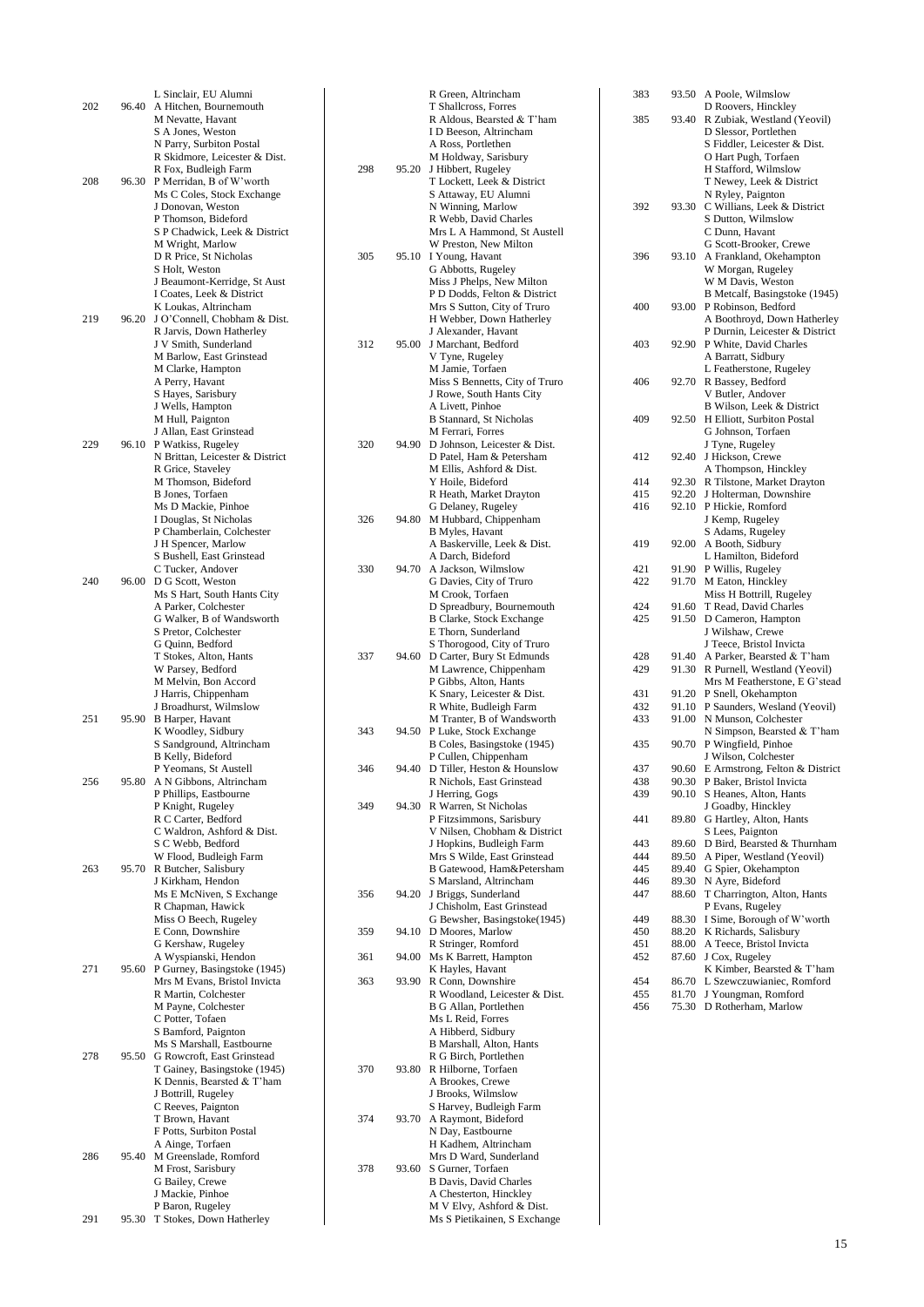| Pos | Score | Name, Club |
|---|---|---|
| | | L Sinclair, EU Alumni |
| 202 | 96.40 | A Hitchen, Bournemouth |
| | | M Nevatte, Havant |
| | | S A Jones, Weston |
| | | N Parry, Surbiton Postal |
| | | R Skidmore, Leicester & Dist. |
| | | R Fox, Budleigh Farm |
| 208 | 96.30 | P Merridan, B of W'worth |
| | | Ms C Coles, Stock Exchange |
| | | J Donovan, Weston |
| | | P Thomson, Bideford |
| | | S P Chadwick, Leek & District |
| | | M Wright, Marlow |
| | | D R Price, St Nicholas |
| | | S Holt, Weston |
| | | J Beaumont-Kerridge, St Aust |
| | | I Coates, Leek & District |
| | | K Loukas, Altrincham |
| 219 | 96.20 | J O'Connell, Chobham & Dist. |
| | | R Jarvis, Down Hatherley |
| | | J V Smith, Sunderland |
| | | M Barlow, East Grinstead |
| | | M Clarke, Hampton |
| | | A Perry, Havant |
| | | S Hayes, Sarisbury |
| | | J Wells, Hampton |
| | | M Hull, Paignton |
| | | J Allan, East Grinstead |
| 229 | 96.10 | P Watkiss, Rugeley |
| | | N Brittan, Leicester & District |
| | | R Grice, Staveley |
| | | M Thomson, Bideford |
| | | B Jones, Torfaen |
| | | Ms D Mackie, Pinhoe |
| | | I Douglas, St Nicholas |
| | | P Chamberlain, Colchester |
| | | J H Spencer, Marlow |
| | | S Bushell, East Grinstead |
| | | C Tucker, Andover |
| 240 | 96.00 | D G Scott, Weston |
| | | Ms S Hart, South Hants City |
| | | A Parker, Colchester |
| | | G Walker, B of Wandsworth |
| | | S Pretor, Colchester |
| | | G Quinn, Bedford |
| | | T Stokes, Alton, Hants |
| | | W Parsey, Bedford |
| | | M Melvin, Bon Accord |
| | | J Harris, Chippenham |
| | | J Broadhurst, Wilmslow |
| 251 | 95.90 | B Harper, Havant |
| | | K Woodley, Sidbury |
| | | S Sandground, Altrincham |
| | | B Kelly, Bideford |
| | | P Yeomans, St Austell |
| 256 | 95.80 | A N Gibbons, Altrincham |
| | | P Phillips, Eastbourne |
| | | P Knight, Rugeley |
| | | R C Carter, Bedford |
| | | C Waldron, Ashford & Dist. |
| | | S C Webb, Bedford |
| | | W Flood, Budleigh Farm |
| 263 | 95.70 | R Butcher, Salisbury |
| | | J Kirkham, Hendon |
| | | Ms E McNiven, S Exchange |
| | | R Chapman, Hawick |
| | | Miss O Beech, Rugeley |
| | | E Conn, Downshire |
| | | G Kershaw, Rugeley |
| | | A Wyspianski, Hendon |
| 271 | 95.60 | P Gurney, Basingstoke (1945) |
| | | Mrs M Evans, Bristol Invicta |
| | | R Martin, Colchester |
| | | M Payne, Colchester |
| | | C Potter, Tofaen |
| | | S Bamford, Paignton |
| | | Ms S Marshall, Eastbourne |
| 278 | 95.50 | G Rowcroft, East Grinstead |
| | | T Gainey, Basingstoke (1945) |
| | | K Dennis, Bearsted & T'ham |
| | | J Bottrill, Rugeley |
| | | C Reeves, Paignton |
| | | T Brown, Havant |
| | | F Potts, Surbiton Postal |
| | | A Ainge, Torfaen |
| 286 | 95.40 | M Greenslade, Romford |
| | | M Frost, Sarisbury |
| | | G Bailey, Crewe |
| | | J Mackie, Pinhoe |
| | | P Baron, Rugeley |
| 291 | 95.30 | T Stokes, Down Hatherley |
| | | R Green, Altrincham |
| | | T Shallcross, Forres |
| | | R Aldous, Bearsted & T'ham |
| | | I D Beeson, Altrincham |
| | | A Ross, Portlethen |
| | | M Holdway, Sarisbury |
| 298 | 95.20 | J Hibbert, Rugeley |
| | | T Lockett, Leek & District |
| | | S Attaway, EU Alumni |
| | | N Winning, Marlow |
| | | R Webb, David Charles |
| | | Mrs L A Hammond, St Austell |
| | | W Preston, New Milton |
| 305 | 95.10 | I Young, Havant |
| | | G Abbotts, Rugeley |
| | | Miss J Phelps, New Milton |
| | | P D Dodds, Felton & District |
| | | Mrs S Sutton, City of Truro |
| | | H Webber, Down Hatherley |
| | | J Alexander, Havant |
| 312 | 95.00 | J Marchant, Bedford |
| | | V Tyne, Rugeley |
| | | M Jamie, Torfaen |
| | | Miss S Bennetts, City of Truro |
| | | J Rowe, South Hants City |
| | | A Livett, Pinhoe |
| | | B Stannard, St Nicholas |
| | | M Ferrari, Forres |
| 320 | 94.90 | D Johnson, Leicester & Dist. |
| | | D Patel, Ham & Petersham |
| | | M Ellis, Ashford & Dist. |
| | | Y Hoile, Bideford |
| | | R Heath, Market Drayton |
| | | G Delaney, Rugeley |
| 326 | 94.80 | M Hubbard, Chippenham |
| | | B Myles, Havant |
| | | A Baskerville, Leek & Dist. |
| | | A Darch, Bideford |
| 330 | 94.70 | A Jackson, Wilmslow |
| | | G Davies, City of Truro |
| | | M Crook, Torfaen |
| | | D Spreadbury, Bournemouth |
| | | B Clarke, Stock Exchange |
| | | E Thorn, Sunderland |
| | | S Thorogood, City of Truro |
| 337 | 94.60 | D Carter, Bury St Edmunds |
| | | M Lawrence, Chippenham |
| | | P Gibbs, Alton, Hants |
| | | K Snary, Leicester & Dist. |
| | | R White, Budleigh Farm |
| | | M Tranter, B of Wandsworth |
| 343 | 94.50 | P Luke, Stock Exchange |
| | | B Coles, Basingstoke (1945) |
| | | P Cullen, Chippenham |
| 346 | 94.40 | D Tiller, Heston & Hounslow |
| | | R Nichols, East Grinstead |
| | | J Herring, Gogs |
| 349 | 94.30 | R Warren, St Nicholas |
| | | P Fitzsimmons, Sarisbury |
| | | V Nilsen, Chobham & District |
| | | J Hopkins, Budleigh Farm |
| | | Mrs S Wilde, East Grinstead |
| | | B Gatewood, Ham&Petersham |
| | | S Marsland, Altrincham |
| 356 | 94.20 | J Briggs, Sunderland |
| | | J Chisholm, East Grinstead |
| | | G Bewsher, Basingstoke(1945) |
| 359 | 94.10 | D Moores, Marlow |
| | | R Stringer, Romford |
| 361 | 94.00 | Ms K Barrett, Hampton |
| | | K Hayles, Havant |
| 363 | 93.90 | R Conn, Downshire |
| | | R Woodland, Leicester & Dist. |
| | | B G Allan, Portlethen |
| | | Ms L Reid, Forres |
| | | A Hibberd, Sidbury |
| | | B Marshall, Alton, Hants |
| | | R G Birch, Portlethen |
| 370 | 93.80 | R Hilborne, Torfaen |
| | | A Brookes, Crewe |
| | | J Brooks, Wilmslow |
| | | S Harvey, Budleigh Farm |
| 374 | 93.70 | A Raymont, Bideford |
| | | N Day, Eastbourne |
| | | H Kadhem, Altrincham |
| | | Mrs D Ward, Sunderland |
| 378 | 93.60 | S Gurner, Torfaen |
| | | B Davis, David Charles |
| | | A Chesterton, Hinckley |
| | | M V Elvy, Ashford & Dist. |
| | | Ms S Pietikainen, S Exchange |
| 383 | 93.50 | A Poole, Wilmslow |
| | | D Roovers, Hinckley |
| 385 | 93.40 | R Zubiak, Westland (Yeovil) |
| | | D Slessor, Portlethen |
| | | S Fiddler, Leicester & Dist. |
| | | O Hart Pugh, Torfaen |
| | | H Stafford, Wilmslow |
| | | T Newey, Leek & District |
| | | N Ryley, Paignton |
| 392 | 93.30 | C Willians, Leek & District |
| | | S Dutton, Wilmslow |
| | | C Dunn, Havant |
| | | G Scott-Brooker, Crewe |
| 396 | 93.10 | A Frankland, Okehampton |
| | | W Morgan, Rugeley |
| | | W M Davis, Weston |
| | | B Metcalf, Basingstoke (1945) |
| 400 | 93.00 | P Robinson, Bedford |
| | | A Boothroyd, Down Hatherley |
| | | P Durnin, Leicester & District |
| 403 | 92.90 | P White, David Charles |
| | | A Barratt, Sidbury |
| | | L Featherstone, Rugeley |
| 406 | 92.70 | R Bassey, Bedford |
| | | V Butler, Andover |
| | | B Wilson, Leek & District |
| 409 | 92.50 | H Elliott, Surbiton Postal |
| | | G Johnson, Torfaen |
| | | J Tyne, Rugeley |
| 412 | 92.40 | J Hickson, Crewe |
| | | A Thompson, Hinckley |
| 414 | 92.30 | R Tilstone, Market Drayton |
| 415 | 92.20 | J Holterman, Downshire |
| 416 | 92.10 | P Hickie, Romford |
| | | J Kemp, Rugeley |
| | | S Adams, Rugeley |
| 419 | 92.00 | A Booth, Sidbury |
| | | L Hamilton, Bideford |
| 421 | 91.90 | P Willis, Rugeley |
| 422 | 91.70 | M Eaton, Hinckley |
| | | Miss H Bottrill, Rugeley |
| 424 | 91.60 | T Read, David Charles |
| 425 | 91.50 | D Cameron, Hampton |
| | | J Wilshaw, Crewe |
| | | J Teece, Bristol Invicta |
| 428 | 91.40 | A Parker, Bearsted & T'ham |
| 429 | 91.30 | R Purnell, Westland (Yeovil) |
| | | Mrs M Featherstone, E G'stead |
| 431 | 91.20 | P Snell, Okehampton |
| 432 | 91.10 | P Saunders, Wesland (Yeovil) |
| 433 | 91.00 | N Munson, Colchester |
| | | N Simpson, Bearsted & T'ham |
| 435 | 90.70 | P Wingfield, Pinhoe |
| | | J Wilson, Colchester |
| 437 | 90.60 | E Armstrong, Felton & District |
| 438 | 90.30 | P Baker, Bristol Invicta |
| 439 | 90.10 | S Heanes, Alton, Hants |
| | | J Goadby, Hinckley |
| 441 | 89.80 | G Hartley, Alton, Hants |
| | | S Lees, Paignton |
| 443 | 89.60 | D Bird, Bearsted & Thurnham |
| 444 | 89.50 | A Piper, Westland (Yeovil) |
| 445 | 89.40 | G Spier, Okehampton |
| 446 | 89.30 | N Ayre, Bideford |
| 447 | 88.60 | T Charrington, Alton, Hants |
| | | P Evans, Rugeley |
| 449 | 88.30 | I Sime, Borough of W'worth |
| 450 | 88.20 | K Richards, Salisbury |
| 451 | 88.00 | A Teece, Bristol Invicta |
| 452 | 87.60 | J Cox, Rugeley |
| | | K Kimber, Bearsted & T'ham |
| 454 | 86.70 | L Szewczuwianiec, Romford |
| 455 | 81.70 | J Youngman, Romford |
| 456 | 75.30 | D Rotherham, Marlow |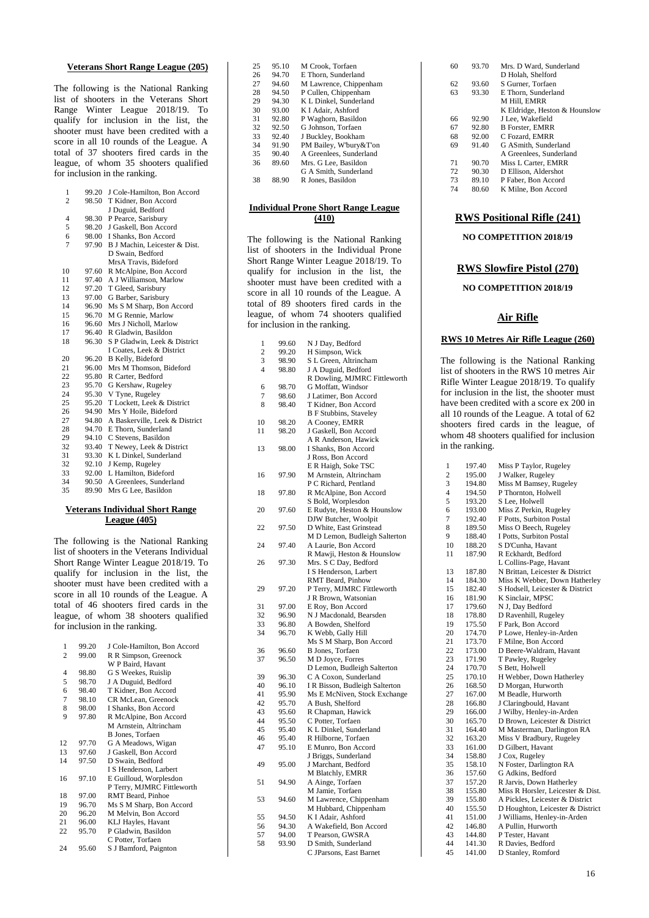#### Veterans Short Range League (205)

The following is the National Ranking list of shooters in the Veterans Short Range Winter League 2018/19. To qualify for inclusion in the list, the shooter must have been credited with a score in all 10 rounds of the League. A total of 37 shooters fired cards in the league, of whom 35 shooters qualified for inclusion in the ranking.

| | | |
|---|---|---|
| 1 | 99.20 | J Cole-Hamilton, Bon Accord |
| 2 | 98.50 | T Kidner, Bon Accord |
| | | J Duguid, Bedford |
| 4 | 98.30 | P Pearce, Sarisbury |
| 5 | 98.20 | J Gaskell, Bon Accord |
| 6 | 98.00 | I Shanks, Bon Accord |
| 7 | 97.90 | B J Machin, Leicester & Dist. |
| | | D Swain, Bedford |
| | | MrsA Travis, Bideford |
| 10 | 97.60 | R McAlpine, Bon Accord |
| 11 | 97.40 | A J Williamson, Marlow |
| 12 | 97.20 | T Gleed, Sarisbury |
| 13 | 97.00 | G Barber, Sarisbury |
| 14 | 96.90 | Ms S M Sharp, Bon Accord |
| 15 | 96.70 | M G Rennie, Marlow |
| 16 | 96.60 | Mrs J Nicholl, Marlow |
| 17 | 96.40 | R Gladwin, Basildon |
| 18 | 96.30 | S P Gladwin, Leek & District |
| | | I Coates, Leek & District |
| 20 | 96.20 | B Kelly, Bideford |
| 21 | 96.00 | Mrs M Thomson, Bideford |
| 22 | 95.80 | R Carter, Bedford |
| 23 | 95.70 | G Kershaw, Rugeley |
| 24 | 95.30 | V Tyne, Rugeley |
| 25 | 95.20 | T Lockett, Leek & District |
| 26 | 94.90 | Mrs Y Hoile, Bideford |
| 27 | 94.80 | A Baskerville, Leek & District |
| 28 | 94.70 | E Thorn, Sunderland |
| 29 | 94.10 | C Stevens, Basildon |
| 30 | 93.40 | T Newey, Leek & District |
| 31 | 93.30 | K L Dinkel, Sunderland |
| 32 | 92.10 | J Kemp, Rugeley |
| 33 | 92.00 | L Hamilton, Bideford |
| 34 | 90.50 | A Greenlees, Sunderland |
| 35 | 89.90 | Mrs G Lee, Basildon |

#### Veterans Individual Short Range League (405)

The following is the National Ranking list of shooters in the Veterans Individual Short Range Winter League 2018/19. To qualify for inclusion in the list, the shooter must have been credited with a score in all 10 rounds of the League. A total of 46 shooters fired cards in the league, of whom 38 shooters qualified for inclusion in the ranking.

| | | |
|---|---|---|
| 1 | 99.20 | J Cole-Hamilton, Bon Accord |
| 2 | 99.00 | R R Simpson, Greenock |
| | | W P Baird, Havant |
| 4 | 98.80 | G S Weekes, Ruislip |
| 5 | 98.70 | J A Duguid, Bedford |
| 6 | 98.40 | T Kidner, Bon Accord |
| 7 | 98.10 | CR McLean, Greenock |
| 8 | 98.00 | I Shanks, Bon Accord |
| 9 | 97.80 | R McAlpine, Bon Accord |
| | | M Arnstein, Altrincham |
| | | B Jones, Torfaen |
| 12 | 97.70 | G A Meadows, Wigan |
| 13 | 97.60 | J Gaskell, Bon Accord |
| 14 | 97.50 | D Swain, Bedford |
| | | I S Henderson, Larbert |
| 16 | 97.10 | E Guilloud, Worplesdon |
| | | P Terry, MJMRC Fittleworth |
| 18 | 97.00 | RMT Beard, Pinhoe |
| 19 | 96.70 | Ms S M Sharp, Bon Accord |
| 20 | 96.20 | M Melvin, Bon Accord |
| 21 | 96.00 | KLJ Hayles, Havant |
| 22 | 95.70 | P Gladwin, Basildon |
| | | C Potter, Torfaen |
| 24 | 95.60 | S J Bamford, Paignton |
| 25 | 95.10 | M Crook, Torfaen |
| 26 | 94.70 | E Thorn, Sunderland |
| 27 | 94.60 | M Lawrence, Chippenham |
| 28 | 94.50 | P Cullen, Chippenham |
| 29 | 94.30 | K L Dinkel, Sunderland |
| 30 | 93.00 | K I Adair, Ashford |
| 31 | 92.80 | P Waghorn, Basildon |
| 32 | 92.50 | G Johnson, Torfaen |
| 33 | 92.40 | J Buckley, Bookham |
| 34 | 91.90 | PM Bailey, W'bury&T'on |
| 35 | 90.40 | A Greenlees, Sunderland |
| 36 | 89.60 | Mrs. G Lee, Basildon |
| | | G A Smith, Sunderland |
| 38 | 88.90 | R Jones, Basildon |

#### Individual Prone Short Range League (410)

The following is the National Ranking list of shooters in the Individual Prone Short Range Winter League 2018/19. To qualify for inclusion in the list, the shooter must have been credited with a score in all 10 rounds of the League. A total of 89 shooters fired cards in the league, of whom 74 shooters qualified for inclusion in the ranking.

| | | |
|---|---|---|
| 1 | 99.60 | N J Day, Bedford |
| 2 | 99.20 | H Simpson, Wick |
| 3 | 98.90 | S L Green, Altrincham |
| 4 | 98.80 | J A Duguid, Bedford |
| | | R Dowling, MJMRC Fittleworth |
| 6 | 98.70 | G Moffatt, Windsor |
| 7 | 98.60 | J Latimer, Bon Accord |
| 8 | 98.40 | T Kidner, Bon Accord |
| | | B F Stubbins, Staveley |
| 10 | 98.20 | A Cooney, EMRR |
| 11 | 98.20 | J Gaskell, Bon Accord |
| | | A R Anderson, Hawick |
| 13 | 98.00 | I Shanks, Bon Accord |
| | | J Ross, Bon Accord |
| | | E R Haigh, Soke TSC |
| 16 | 97.90 | M Arnstein, Altrincham |
| | | P C Richard, Pentland |
| 18 | 97.80 | R McAlpine, Bon Accord |
| | | S Bold, Worplesdon |
| 20 | 97.60 | E Rudyte, Heston & Hounslow |
| | | DJW Butcher, Woolpit |
| 22 | 97.50 | D White, East Grinstead |
| | | M D Lemon, Budleigh Salterton |
| 24 | 97.40 | A Laurie, Bon Accord |
| | | R Mawji, Heston & Hounslow |
| 26 | 97.30 | Mrs. S C Day, Bedford |
| | | I S Henderson, Larbert |
| | | RMT Beard, Pinhow |
| 29 | 97.20 | P Terry, MJMRC Fittleworth |
| | | J R Brown, Watsonian |
| 31 | 97.00 | E Roy, Bon Accord |
| 32 | 96.90 | N J Macdonald, Bearsden |
| 33 | 96.80 | A Bowden, Shelford |
| 34 | 96.70 | K Webb, Gally Hill |
| | | Ms S M Sharp, Bon Accord |
| 36 | 96.60 | B Jones, Torfaen |
| 37 | 96.50 | M D Joyce, Forres |
| | | D Lemon, Budleigh Salterton |
| 39 | 96.30 | C A Coxon, Sunderland |
| 40 | 96.10 | I R Bisson, Budleigh Salterton |
| 41 | 95.90 | Ms E McNiven, Stock Exchange |
| 42 | 95.70 | A Bush, Shelford |
| 43 | 95.60 | R Chapman, Hawick |
| 44 | 95.50 | C Potter, Torfaen |
| 45 | 95.40 | K L Dinkel, Sunderland |
| 46 | 95.40 | R Hilborne, Torfaen |
| 47 | 95.10 | E Munro, Bon Accord |
| | | J Briggs, Sunderland |
| 49 | 95.00 | J Marchant, Bedford |
| | | M Blatchly, EMRR |
| 51 | 94.90 | A Ainge, Torfaen |
| | | M Jamie, Torfaen |
| 53 | 94.60 | M Lawrence, Chippenham |
| | | M Hubbard, Chippenham |
| 55 | 94.50 | K I Adair, Ashford |
| 56 | 94.30 | A Wakefield, Bon Accord |
| 57 | 94.00 | T Pearson, GWSRA |
| 58 | 93.90 | D Smith, Sunderland |
| | | C JParsons, East Barnet |
| 60 | 93.70 | Mrs. D Ward, Sunderland |
| | | D Holah, Shelford |
| 62 | 93.60 | S Gurner, Torfaen |
| 63 | 93.30 | E Thorn, Sunderland |
| | | M Hill, EMRR |
| | | K Eldridge, Heston & Hounslow |
| 66 | 92.90 | J Lee, Wakefield |
| 67 | 92.80 | B Forster, EMRR |
| 68 | 92.00 | C Fozard, EMRR |
| 69 | 91.40 | G ASmith, Sunderland |
| | | A Greenlees, Sunderland |
| 71 | 90.70 | Miss L Carter, EMRR |
| 72 | 90.30 | D Ellison, Aldershot |
| 73 | 89.10 | P Faber, Bon Accord |
| 74 | 80.60 | K Milne, Bon Accord |

### RWS Positional Rifle (241)

**NO COMPETITION 2018/19**

### RWS Slowfire Pistol (270)

**NO COMPETITION 2018/19**

## Air Rifle

#### RWS 10 Metres Air Rifle League (260)

The following is the National Ranking list of shooters in the RWS 10 metres Air Rifle Winter League 2018/19. To qualify for inclusion in the list, the shooter must have been credited with a score ex 200 in all 10 rounds of the League. A total of 62 shooters fired cards in the league, of whom 48 shooters qualified for inclusion in the ranking.

| | | |
|---|---|---|
| 1 | 197.40 | Miss P Taylor, Rugeley |
| 2 | 195.00 | J Walker, Rugeley |
| 3 | 194.80 | Miss M Bamsey, Rugeley |
| 4 | 194.50 | P Thornton, Holwell |
| 5 | 193.20 | S Lee, Holwell |
| 6 | 193.00 | Miss Z Perkin, Rugeley |
| 7 | 192.40 | F Potts, Surbiton Postal |
| 8 | 189.50 | Miss O Beech, Rugeley |
| 9 | 188.40 | I Potts, Surbiton Postal |
| 10 | 188.20 | S D'Cunha, Havant |
| 11 | 187.90 | R Eckhardt, Bedford |
| | | L Collins-Page, Havant |
| 13 | 187.80 | N Brittan, Leicester & District |
| 14 | 184.30 | Miss K Webber, Down Hatherley |
| 15 | 182.40 | S Hodsell, Leicester & District |
| 16 | 181.90 | K Sinclair, MPSC |
| 17 | 179.60 | N J, Day Bedford |
| 18 | 178.80 | D Ravenhill, Rugeley |
| 19 | 175.50 | F Park, Bon Accord |
| 20 | 174.70 | P Lowe, Henley-in-Arden |
| 21 | 173.70 | F Milne, Bon Accord |
| 22 | 173.00 | D Beere-Waldram, Havant |
| 23 | 171.90 | T Pawley, Rugeley |
| 24 | 170.70 | S Bett, Holwell |
| 25 | 170.10 | H Webber, Down Hatherley |
| 26 | 168.50 | D Morgan, Hurworth |
| 27 | 167.00 | M Beadle, Hurworth |
| 28 | 166.80 | J Claringbould, Havant |
| 29 | 166.00 | J Wilby, Henley-in-Arden |
| 30 | 165.70 | D Brown, Leicester & District |
| 31 | 164.40 | M Masterman, Darlington RA |
| 32 | 163.20 | Miss V Bradbury, Rugeley |
| 33 | 161.00 | D Gilbert, Havant |
| 34 | 158.80 | J Cox, Rugeley |
| 35 | 158.10 | N Foster, Darlington RA |
| 36 | 157.60 | G Adkins, Bedford |
| 37 | 157.20 | R Jarvis, Down Hatherley |
| 38 | 155.80 | Miss R Horsler, Leicester & Dist. |
| 39 | 155.80 | A Pickles, Leicester & District |
| 40 | 155.50 | D Houghton, Leicester & District |
| 41 | 151.00 | J Williams, Henley-in-Arden |
| 42 | 146.80 | A Pullin, Hurworth |
| 43 | 144.80 | P Tester, Havant |
| 44 | 141.30 | R Davies, Bedford |
| 45 | 141.00 | D Stanley, Romford |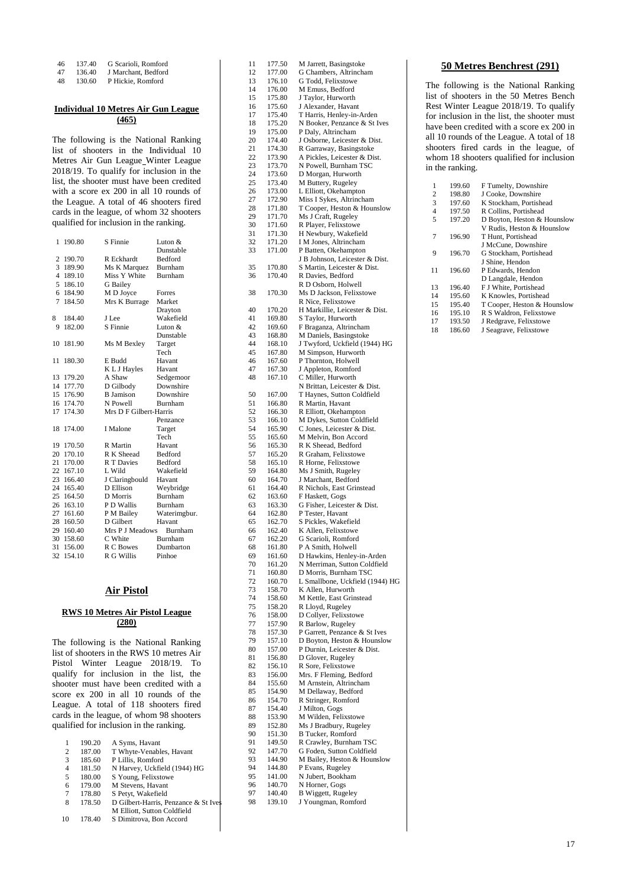| | | |
|---|---|---|
| 46 | 137.40 | G Scarioli, Romford |
| 47 | 136.40 | J Marchant, Bedford |
| 48 | 130.60 | P Hickie, Romford |

### Individual 10 Metres Air Gun League (465)

The following is the National Ranking list of shooters in the Individual 10 Metres Air Gun League Winter League 2018/19. To qualify for inclusion in the list, the shooter must have been credited with a score ex 200 in all 10 rounds of the League. A total of 46 shooters fired cards in the league, of whom 32 shooters qualified for inclusion in the ranking.

| | | | |
|---|---|---|---|
| 1 | 190.80 | S Finnie | Luton & Dunstable |
| 2 | 190.70 | R Eckhardt | Bedford |
| 3 | 189.90 | Ms K Marquez | Burnham |
| 4 | 189.10 | Miss Y White | Burnham |
| 5 | 186.10 | G Bailey | |
| 6 | 184.90 | M D Joyce | Forres |
| 7 | 184.50 | Mrs K Burrage | Market Drayton |
| 8 | 184.40 | J Lee | Wakefield |
| 9 | 182.00 | S Finnie | Luton & Dunstable |
| 10 | 181.90 | Ms M Bexley | Target Tech |
| 11 | 180.30 | E Budd | Havant |
| | | K L J Hayles | Havant |
| 13 | 179.20 | A Shaw | Sedgemoor |
| 14 | 177.70 | D Gilbody | Downshire |
| 15 | 176.90 | B Jamison | Downshire |
| 16 | 174.70 | N Powell | Burnham |
| 17 | 174.30 | Mrs D F Gilbert-Harris | Penzance |
| 18 | 174.00 | I Malone | Target Tech |
| 19 | 170.50 | R Martin | Havant |
| 20 | 170.10 | R K Sheead | Bedford |
| 21 | 170.00 | R T Davies | Bedford |
| 22 | 167.10 | L Wild | Wakefield |
| 23 | 166.40 | J Claringbould | Havant |
| 24 | 165.40 | D Ellison | Weybridge |
| 25 | 164.50 | D Morris | Burnham |
| 26 | 163.10 | P D Wallis | Burnham |
| 27 | 161.60 | P M Bailey | Waterimgbur. |
| 28 | 160.50 | D Gilbert | Havant |
| 29 | 160.40 | Mrs P J Meadows | Burnham |
| 30 | 158.60 | C White | Burnham |
| 31 | 156.00 | R C Bowes | Dumbarton |
| 32 | 154.10 | R G Willis | Pinhoe |

## Air Pistol

### RWS 10 Metres Air Pistol League (280)

The following is the National Ranking list of shooters in the RWS 10 metres Air Pistol Winter League 2018/19. To qualify for inclusion in the list, the shooter must have been credited with a score ex 200 in all 10 rounds of the League. A total of 118 shooters fired cards in the league, of whom 98 shooters qualified for inclusion in the ranking.

| | | |
|---|---|---|
| 1 | 190.20 | A Syms, Havant |
| 2 | 187.00 | T Whyte-Venables, Havant |
| 3 | 185.60 | P Lillis, Romford |
| 4 | 181.50 | N Harvey, Uckfield (1944) HG |
| 5 | 180.00 | S Young, Felixstowe |
| 6 | 179.00 | M Stevens, Havant |
| 7 | 178.80 | S Petyt, Wakefield |
| 8 | 178.50 | D Gilbert-Harris, Penzance & St Ives |
| | | M Elliott, Sutton Coldfield |
| 10 | 178.40 | S Dimitrova, Bon Accord |
| 11 | 177.50 | M Jarrett, Basingstoke |
| 12 | 177.00 | G Chambers, Altrincham |
| 13 | 176.10 | G Todd, Felixstowe |
| 14 | 176.00 | M Emuss, Bedford |
| 15 | 175.80 | J Taylor, Hurworth |
| 16 | 175.60 | J Alexander, Havant |
| 17 | 175.40 | T Harris, Henley-in-Arden |
| 18 | 175.20 | N Booker, Penzance & St Ives |
| 19 | 175.00 | P Daly, Altrincham |
| 20 | 174.40 | J Osborne, Leicester & Dist. |
| 21 | 174.30 | R Garraway, Basingstoke |
| 22 | 173.90 | A Pickles, Leicester & Dist. |
| 23 | 173.70 | N Powell, Burnham TSC |
| 24 | 173.60 | D Morgan, Hurworth |
| 25 | 173.40 | M Buttery, Rugeley |
| 26 | 173.00 | L Elliott, Okehampton |
| 27 | 172.90 | Miss I Sykes, Altrincham |
| 28 | 171.80 | T Cooper, Heston & Hounslow |
| 29 | 171.70 | Ms J Craft, Rugeley |
| 30 | 171.60 | R Player, Felixstowe |
| 31 | 171.30 | H Newbury, Wakefield |
| 32 | 171.20 | I M Jones, Altrincham |
| 33 | 171.00 | P Batten, Okehampton |
| | | J B Johnson, Leicester & Dist. |
| 35 | 170.80 | S Martin, Leicester & Dist. |
| 36 | 170.40 | R Davies, Bedford |
| | | R D Osborn, Holwell |
| 38 | 170.30 | Ms D Jackson, Felixstowe |
| | | R Nice, Felixstowe |
| 40 | 170.20 | H Markillie, Leicester & Dist. |
| 41 | 169.80 | S Taylor, Hurworth |
| 42 | 169.60 | F Braganza, Altrincham |
| 43 | 168.80 | M Daniels, Basingstoke |
| 44 | 168.10 | J Twyford, Uckfield (1944) HG |
| 45 | 167.80 | M Simpson, Hurworth |
| 46 | 167.60 | P Thornton, Holwell |
| 47 | 167.30 | J Appleton, Romford |
| 48 | 167.10 | C Miller, Hurworth |
| | | N Brittan, Leicester & Dist. |
| 50 | 167.00 | T Haynes, Sutton Coldfield |
| 51 | 166.80 | R Martin, Havant |
| 52 | 166.30 | R Elliott, Okehampton |
| 53 | 166.10 | M Dykes, Sutton Coldfield |
| 54 | 165.90 | C Jones, Leicester & Dist. |
| 55 | 165.60 | M Melvin, Bon Accord |
| 56 | 165.30 | R K Sheead, Bedford |
| 57 | 165.20 | R Graham, Felixstowe |
| 58 | 165.10 | R Horne, Felixstowe |
| 59 | 164.80 | Ms J Smith, Rugeley |
| 60 | 164.70 | J Marchant, Bedford |
| 61 | 164.40 | R Nichols, East Grinstead |
| 62 | 163.60 | F Haskett, Gogs |
| 63 | 163.30 | G Fisher, Leicester & Dist. |
| 64 | 162.80 | P Tester, Havant |
| 65 | 162.70 | S Pickles, Wakefield |
| 66 | 162.40 | K Allen, Felixstowe |
| 67 | 162.20 | G Scarioli, Romford |
| 68 | 161.80 | P A Smith, Holwell |
| 69 | 161.60 | D Hawkins, Henley-in-Arden |
| 70 | 161.20 | N Merriman, Sutton Coldfield |
| 71 | 160.80 | D Morris, Burnham TSC |
| 72 | 160.70 | L Smallbone, Uckfield (1944) HG |
| 73 | 158.70 | K Allen, Hurworth |
| 74 | 158.60 | M Kettle, East Grinstead |
| 75 | 158.20 | R Lloyd, Rugeley |
| 76 | 158.00 | D Collyer, Felixstowe |
| 77 | 157.90 | R Barlow, Rugeley |
| 78 | 157.30 | P Garrett, Penzance & St Ives |
| 79 | 157.10 | D Boyton, Heston & Hounslow |
| 80 | 157.00 | P Durnin, Leicester & Dist. |
| 81 | 156.80 | D Glover, Rugeley |
| 82 | 156.10 | R Sore, Felixstowe |
| 83 | 156.00 | Mrs. F Fleming, Bedford |
| 84 | 155.60 | M Arnstein, Altrincham |
| 85 | 154.90 | M Dellaway, Bedford |
| 86 | 154.70 | R Stringer, Romford |
| 87 | 154.40 | J Milton, Gogs |
| 88 | 153.90 | M Wilden, Felixstowe |
| 89 | 152.80 | Ms J Bradbury, Rugeley |
| 90 | 151.30 | B Tucker, Romford |
| 91 | 149.50 | R Crawley, Burnham TSC |
| 92 | 147.70 | G Foden, Sutton Coldfield |
| 93 | 144.90 | M Bailey, Heston & Hounslow |
| 94 | 144.80 | P Evans, Rugeley |
| 95 | 141.00 | N Jubert, Bookham |
| 96 | 140.70 | N Horner, Gogs |
| 97 | 140.40 | B Wiggett, Rugeley |
| 98 | 139.10 | J Youngman, Romford |

## 50 Metres Benchrest (291)

The following is the National Ranking list of shooters in the 50 Metres Bench Rest Winter League 2018/19. To qualify for inclusion in the list, the shooter must have been credited with a score ex 200 in all 10 rounds of the League. A total of 18 shooters fired cards in the league, of whom 18 shooters qualified for inclusion in the ranking.

| | | |
|---|---|---|
| 1 | 199.60 | F Tumelty, Downshire |
| 2 | 198.80 | J Cooke, Downshire |
| 3 | 197.60 | K Stockham, Portishead |
| 4 | 197.50 | R Collins, Portishead |
| 5 | 197.20 | D Boyton, Heston & Hounslow |
| | | V Rudis, Heston & Hounslow |
| 7 | 196.90 | T Hunt, Portishead |
| | | J McCune, Downshire |
| 9 | 196.70 | G Stockham, Portishead |
| | | J Shine, Hendon |
| 11 | 196.60 | P Edwards, Hendon |
| | | D Langdale, Hendon |
| 13 | 196.40 | F J White, Portishead |
| 14 | 195.60 | K Knowles, Portishead |
| 15 | 195.40 | T Cooper, Heston & Hounslow |
| 16 | 195.10 | R S Waldron, Felixstowe |
| 17 | 193.50 | J Redgrave, Felixstowe |
| 18 | 186.60 | J Seagrave, Felixstowe |